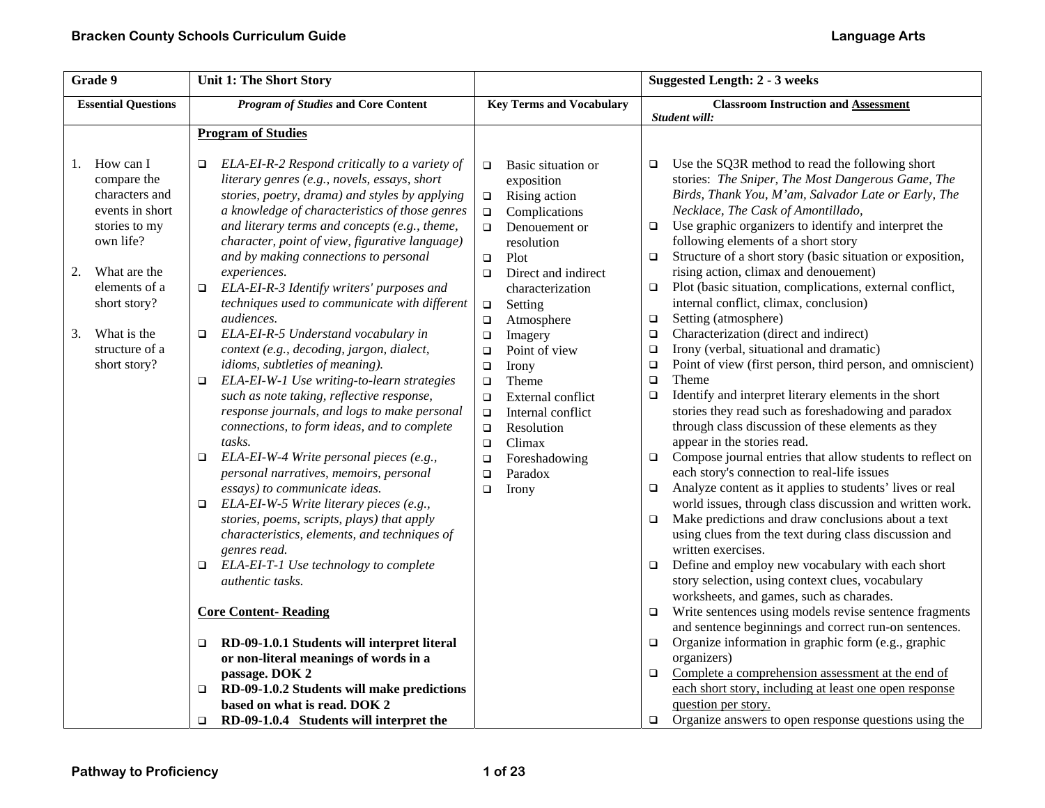| Grade 9 | Unit 1: The Short Story | | Suggested Length: 2 - 3 weeks |
|---|---|---|---|
| **Essential Questions** | ***Program of Studies* and Core Content** | **Key Terms and Vocabulary** | **Classroom Instruction and Assessment** *Student will:* |
| 1. How can I compare the characters and events in short stories to my own life?<br><br>2. What are the elements of a short story?<br><br>3. What is the structure of a short story? | **Program of Studies**<br><br>❑ *ELA-EI-R-2 Respond critically to a variety of literary genres (e.g., novels, essays, short stories, poetry, drama) and styles by applying a knowledge of characteristics of those genres and literary terms and concepts (e.g., theme, character, point of view, figurative language) and by making connections to personal experiences.*<br>❑ *ELA-EI-R-3 Identify writers' purposes and techniques used to communicate with different audiences.*<br>❑ *ELA-EI-R-5 Understand vocabulary in context (e.g., decoding, jargon, dialect, idioms, subtleties of meaning).*<br>❑ *ELA-EI-W-1 Use writing-to-learn strategies such as note taking, reflective response, response journals, and logs to make personal connections, to form ideas, and to complete tasks.*<br>❑ *ELA-EI-W-4 Write personal pieces (e.g., personal narratives, memoirs, personal essays) to communicate ideas.*<br>❑ *ELA-EI-W-5 Write literary pieces (e.g., stories, poems, scripts, plays) that apply characteristics, elements, and techniques of genres read.*<br>❑ *ELA-EI-T-1 Use technology to complete authentic tasks.*<br><br>**Core Content- Reading**<br><br>❑ **RD-09-1.0.1 Students will interpret literal or non-literal meanings of words in a passage. DOK 2**<br>❑ **RD-09-1.0.2 Students will make predictions based on what is read. DOK 2**<br>❑ **RD-09-1.0.4 Students will interpret the** | ❑ Basic situation or exposition<br>❑ Rising action<br>❑ Complications<br>❑ Denouement or resolution<br>❑ Plot<br>❑ Direct and indirect characterization<br>❑ Setting<br>❑ Atmosphere<br>❑ Imagery<br>❑ Point of view<br>❑ Irony<br>❑ Theme<br>❑ External conflict<br>❑ Internal conflict<br>❑ Resolution<br>❑ Climax<br>❑ Foreshadowing<br>❑ Paradox<br>❑ Irony | ❑ Use the SQ3R method to read the following short stories: *The Sniper, The Most Dangerous Game, The Birds, Thank You, M'am, Salvador Late or Early, The Necklace, The Cask of Amontillado,*<br>❑ Use graphic organizers to identify and interpret the following elements of a short story<br>❑ Structure of a short story (basic situation or exposition, rising action, climax and denouement)<br>❑ Plot (basic situation, complications, external conflict, internal conflict, climax, conclusion)<br>❑ Setting (atmosphere)<br>❑ Characterization (direct and indirect)<br>❑ Irony (verbal, situational and dramatic)<br>❑ Point of view (first person, third person, and omniscient)<br>❑ Theme<br>❑ Identify and interpret literary elements in the short stories they read such as foreshadowing and paradox through class discussion of these elements as they appear in the stories read.<br>❑ Compose journal entries that allow students to reflect on each story's connection to real-life issues<br>❑ Analyze content as it applies to students' lives or real world issues, through class discussion and written work.<br>❑ Make predictions and draw conclusions about a text using clues from the text during class discussion and written exercises.<br>❑ Define and employ new vocabulary with each short story selection, using context clues, vocabulary worksheets, and games, such as charades.<br>❑ Write sentences using models revise sentence fragments and sentence beginnings and correct run-on sentences.<br>❑ Organize information in graphic form (e.g., graphic organizers)<br>❑ <u>Complete a comprehension assessment at the end of each short story, including at least one open response question per story.</u><br>❑ Organize answers to open response questions using the |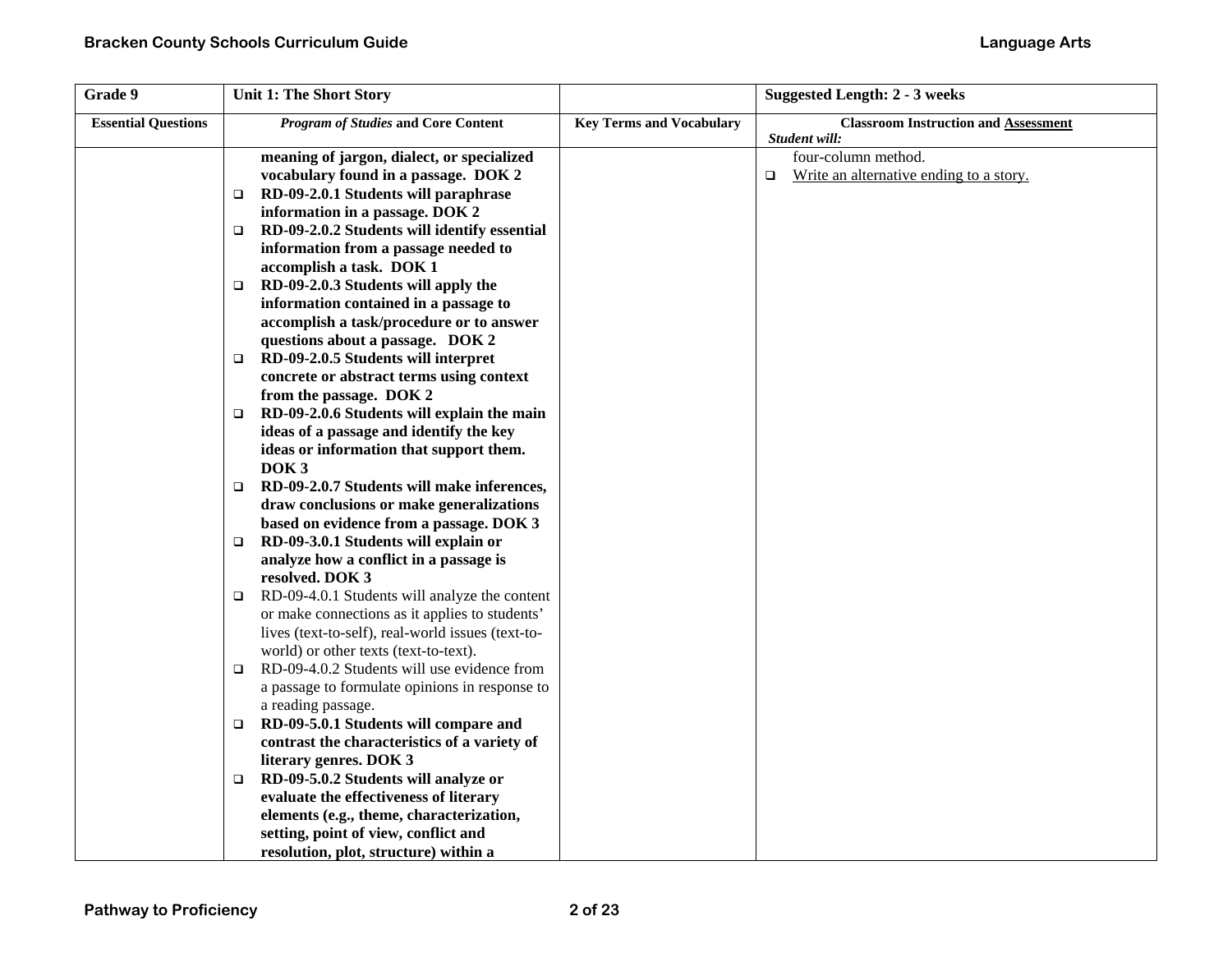| Grade 9 | Unit 1: The Short Story | | Suggested Length: 2 - 3 weeks |
|---|---|---|---|
| **Essential Questions** | ***Program of Studies* and Core Content** | **Key Terms and Vocabulary** | **Classroom Instruction and Assessment**<br>***Student will:*** |
| | **meaning of jargon, dialect, or specialized vocabulary found in a passage. DOK 2**<br>❑ **RD-09-2.0.1 Students will paraphrase information in a passage. DOK 2**<br>❑ **RD-09-2.0.2 Students will identify essential information from a passage needed to accomplish a task. DOK 1**<br>❑ **RD-09-2.0.3 Students will apply the information contained in a passage to accomplish a task/procedure or to answer questions about a passage. DOK 2**<br>❑ **RD-09-2.0.5 Students will interpret concrete or abstract terms using context from the passage. DOK 2**<br>❑ **RD-09-2.0.6 Students will explain the main ideas of a passage and identify the key ideas or information that support them. DOK 3**<br>❑ **RD-09-2.0.7 Students will make inferences, draw conclusions or make generalizations based on evidence from a passage. DOK 3**<br>❑ **RD-09-3.0.1 Students will explain or analyze how a conflict in a passage is resolved. DOK 3**<br>❑ RD-09-4.0.1 Students will analyze the content or make connections as it applies to students' lives (text-to-self), real-world issues (text-to-world) or other texts (text-to-text).<br>❑ RD-09-4.0.2 Students will use evidence from a passage to formulate opinions in response to a reading passage.<br>❑ **RD-09-5.0.1 Students will compare and contrast the characteristics of a variety of literary genres. DOK 3**<br>❑ **RD-09-5.0.2 Students will analyze or evaluate the effectiveness of literary elements (e.g., theme, characterization, setting, point of view, conflict and resolution, plot, structure) within a** | | four-column method.<br>❑ <u>Write an alternative ending to a story.</u> |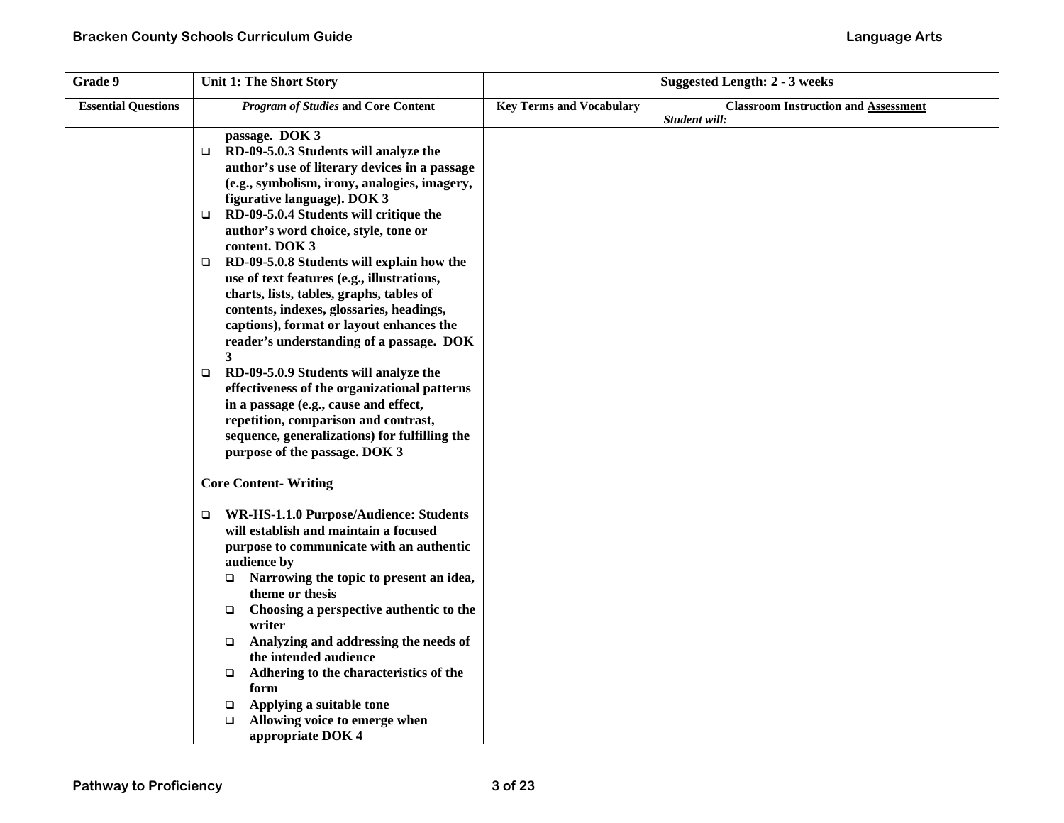| Grade 9 | Unit 1: The Short Story | | Suggested Length: 2 - 3 weeks |
|---|---|---|---|
| **Essential Questions** | ***Program of Studies* and Core Content** | **Key Terms and Vocabulary** | **Classroom Instruction and Assessment** <br> ***Student will:*** |
| | **passage. DOK 3** <br> ❑ **RD-09-5.0.3 Students will analyze the author's use of literary devices in a passage (e.g., symbolism, irony, analogies, imagery, figurative language). DOK 3** <br> ❑ **RD-09-5.0.4 Students will critique the author's word choice, style, tone or content. DOK 3** <br> ❑ **RD-09-5.0.8 Students will explain how the use of text features (e.g., illustrations, charts, lists, tables, graphs, tables of contents, indexes, glossaries, headings, captions), format or layout enhances the reader's understanding of a passage. DOK 3** <br> ❑ **RD-09-5.0.9 Students will analyze the effectiveness of the organizational patterns in a passage (e.g., cause and effect, repetition, comparison and contrast, sequence, generalizations) for fulfilling the purpose of the passage. DOK 3** <br><br> **Core Content- Writing** <br><br> ❑ **WR-HS-1.1.0 Purpose/Audience: Students will establish and maintain a focused purpose to communicate with an authentic audience by** <br> ❑ **Narrowing the topic to present an idea, theme or thesis** <br> ❑ **Choosing a perspective authentic to the writer** <br> ❑ **Analyzing and addressing the needs of the intended audience** <br> ❑ **Adhering to the characteristics of the form** <br> ❑ **Applying a suitable tone** <br> ❑ **Allowing voice to emerge when appropriate DOK 4** | | |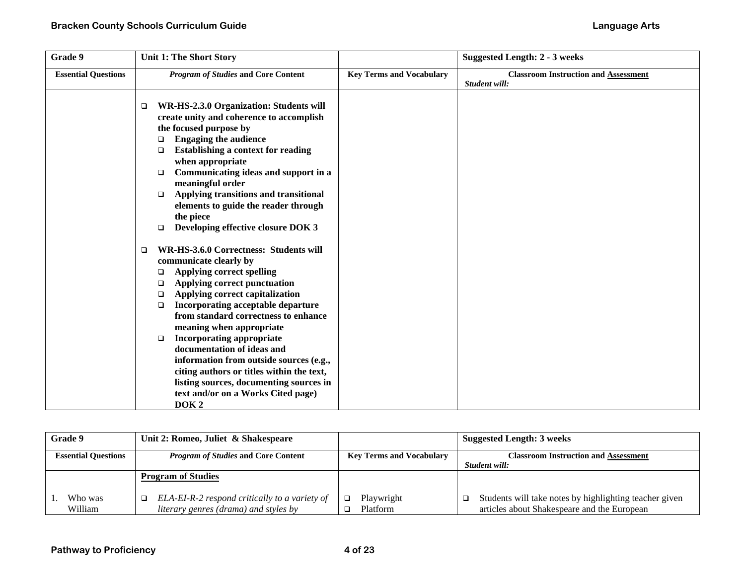| Grade 9 | Unit 1: The Short Story | | Suggested Length: 2 - 3 weeks |
|---|---|---|---|
| **Essential Questions** | ***Program of Studies* and Core Content** | **Key Terms and Vocabulary** | **Classroom Instruction and Assessment** *Student will:* |
| | ❑ **WR-HS-2.3.0 Organization: Students will create unity and coherence to accomplish the focused purpose by**<br>❑ **Engaging the audience**<br>❑ **Establishing a context for reading when appropriate**<br>❑ **Communicating ideas and support in a meaningful order**<br>❑ **Applying transitions and transitional elements to guide the reader through the piece**<br>❑ **Developing effective closure DOK 3**<br><br>❑ **WR-HS-3.6.0 Correctness: Students will communicate clearly by**<br>❑ **Applying correct spelling**<br>❑ **Applying correct punctuation**<br>❑ **Applying correct capitalization**<br>❑ **Incorporating acceptable departure from standard correctness to enhance meaning when appropriate**<br>❑ **Incorporating appropriate documentation of ideas and information from outside sources (e.g., citing authors or titles within the text, listing sources, documenting sources in text and/or on a Works Cited page) DOK 2** | | |

| Grade 9 | Unit 2: Romeo, Juliet & Shakespeare | | Suggested Length: 3 weeks |
|---|---|---|---|
| **Essential Questions** | ***Program of Studies* and Core Content** | **Key Terms and Vocabulary** | **Classroom Instruction and Assessment** *Student will:* |
| 1. Who was William | **Program of Studies**<br><br>❑ *ELA-EI-R-2 respond critically to a variety of literary genres (drama) and styles by* | ❑ Playwright<br>❑ Platform | ❑ Students will take notes by highlighting teacher given articles about Shakespeare and the European |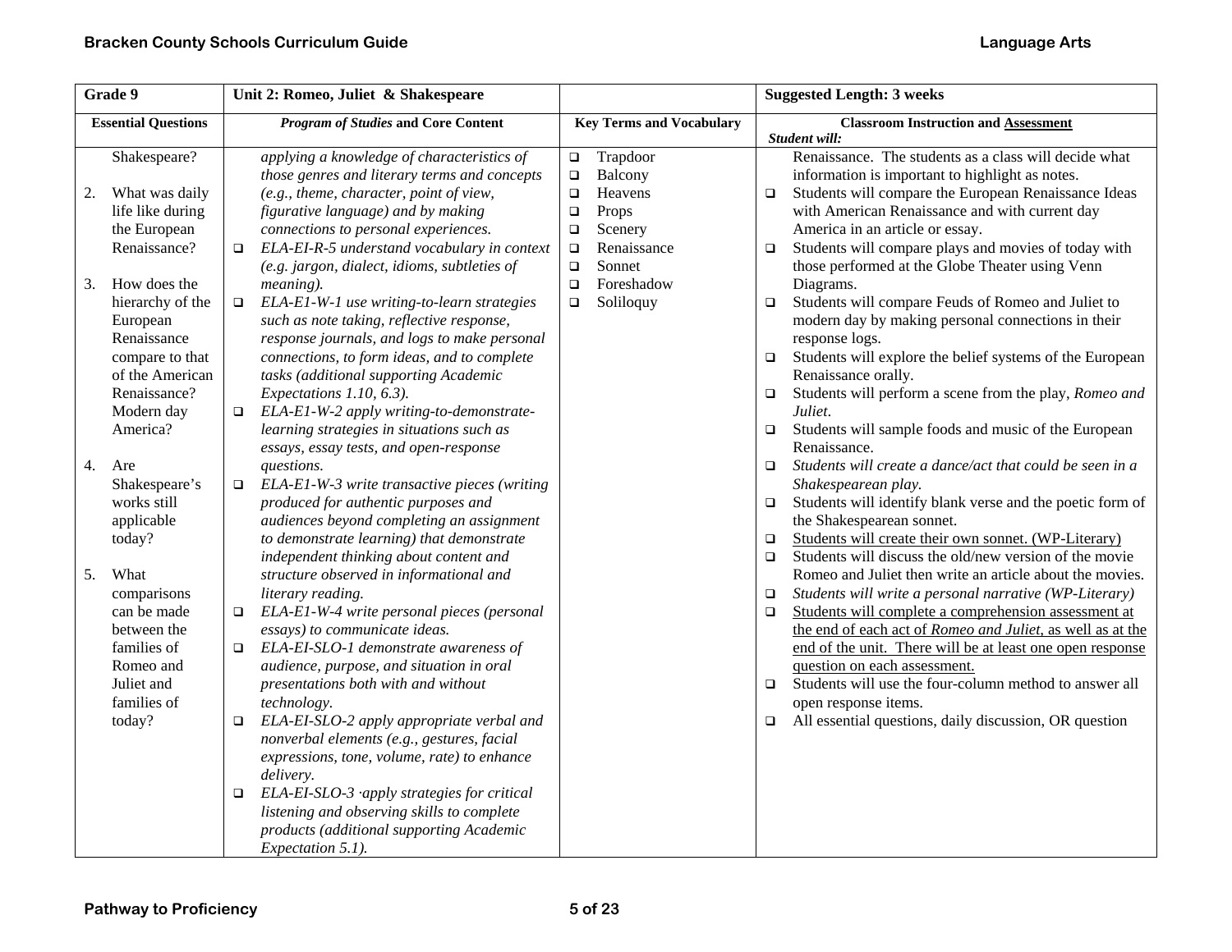| Grade 9 | Unit 2: Romeo, Juliet & Shakespeare | | Suggested Length: 3 weeks |
|---|---|---|---|
| **Essential Questions** | ***Program of Studies* and Core Content** | **Key Terms and Vocabulary** | **Classroom Instruction and Assessment**<br>***Student will:*** |
| Shakespeare?<br><br>2. What was daily life like during the European Renaissance?<br><br>3. How does the hierarchy of the European Renaissance compare to that of the American Renaissance? Modern day America?<br><br>4. Are Shakespeare's works still applicable today?<br><br>5. What comparisons can be made between the families of Romeo and Juliet and families of today? | *applying a knowledge of characteristics of those genres and literary terms and concepts (e.g., theme, character, point of view, figurative language) and by making connections to personal experiences.*<br>❑ *ELA-EI-R-5 understand vocabulary in context (e.g. jargon, dialect, idioms, subtleties of meaning).*<br>❑ *ELA-EI-W-1 use writing-to-learn strategies such as note taking, reflective response, response journals, and logs to make personal connections, to form ideas, and to complete tasks (additional supporting Academic Expectations 1.10, 6.3).*<br>❑ *ELA-E1-W-2 apply writing-to-demonstrate-learning strategies in situations such as essays, essay tests, and open-response questions.*<br>❑ *ELA-E1-W-3 write transactive pieces (writing produced for authentic purposes and audiences beyond completing an assignment to demonstrate learning) that demonstrate independent thinking about content and structure observed in informational and literary reading.*<br>❑ *ELA-E1-W-4 write personal pieces (personal essays) to communicate ideas.*<br>❑ *ELA-EI-SLO-1 demonstrate awareness of audience, purpose, and situation in oral presentations both with and without technology.*<br>❑ *ELA-EI-SLO-2 apply appropriate verbal and nonverbal elements (e.g., gestures, facial expressions, tone, volume, rate) to enhance delivery.*<br>❑ *ELA-EI-SLO-3 ·apply strategies for critical listening and observing skills to complete products (additional supporting Academic Expectation 5.1).* | ❑ Trapdoor<br>❑ Balcony<br>❑ Heavens<br>❑ Props<br>❑ Scenery<br>❑ Renaissance<br>❑ Sonnet<br>❑ Foreshadow<br>❑ Soliloquy | Renaissance. The students as a class will decide what information is important to highlight as notes.<br>❑ Students will compare the European Renaissance Ideas with American Renaissance and with current day America in an article or essay.<br>❑ Students will compare plays and movies of today with those performed at the Globe Theater using Venn Diagrams.<br>❑ Students will compare Feuds of Romeo and Juliet to modern day by making personal connections in their response logs.<br>❑ Students will explore the belief systems of the European Renaissance orally.<br>❑ Students will perform a scene from the play, *Romeo and Juliet*.<br>❑ Students will sample foods and music of the European Renaissance.<br>❑ *Students will create a dance/act that could be seen in a Shakespearean play.*<br>❑ Students will identify blank verse and the poetic form of the Shakespearean sonnet.<br>❑ <u>Students will create their own sonnet. (WP-Literary)</u><br>❑ Students will discuss the old/new version of the movie Romeo and Juliet then write an article about the movies.<br>❑ *Students will write a personal narrative (WP-Literary)*<br>❑ <u>Students will complete a comprehension assessment at the end of each act of *Romeo and Juliet*, as well as at the end of the unit. There will be at least one open response question on each assessment.</u><br>❑ Students will use the four-column method to answer all open response items.<br>❑ All essential questions, daily discussion, OR question |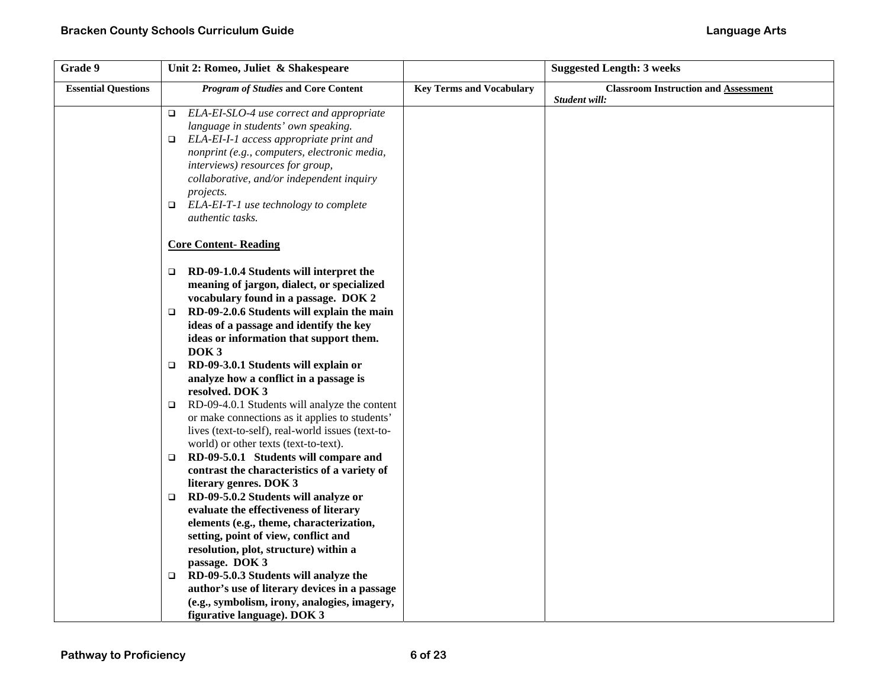| Grade 9 | Unit 2: Romeo, Juliet & Shakespeare | | Suggested Length: 3 weeks |
|---|---|---|---|
| **Essential Questions** | ***Program of Studies* and Core Content** | **Key Terms and Vocabulary** | **Classroom Instruction and Assessment** *Student will:* |
| | ❑ *ELA-EI-SLO-4 use correct and appropriate language in students' own speaking.*<br>❑ *ELA-EI-I-1 access appropriate print and nonprint (e.g., computers, electronic media, interviews) resources for group, collaborative, and/or independent inquiry projects.*<br>❑ *ELA-EI-T-1 use technology to complete authentic tasks.*<br><br>**Core Content- Reading**<br><br>❑ **RD-09-1.0.4 Students will interpret the meaning of jargon, dialect, or specialized vocabulary found in a passage. DOK 2**<br>❑ **RD-09-2.0.6 Students will explain the main ideas of a passage and identify the key ideas or information that support them. DOK 3**<br>❑ **RD-09-3.0.1 Students will explain or analyze how a conflict in a passage is resolved. DOK 3**<br>❑ RD-09-4.0.1 Students will analyze the content or make connections as it applies to students' lives (text-to-self), real-world issues (text-to-world) or other texts (text-to-text).<br>❑ **RD-09-5.0.1 Students will compare and contrast the characteristics of a variety of literary genres. DOK 3**<br>❑ **RD-09-5.0.2 Students will analyze or evaluate the effectiveness of literary elements (e.g., theme, characterization, setting, point of view, conflict and resolution, plot, structure) within a passage. DOK 3**<br>❑ **RD-09-5.0.3 Students will analyze the author's use of literary devices in a passage (e.g., symbolism, irony, analogies, imagery, figurative language). DOK 3** | | |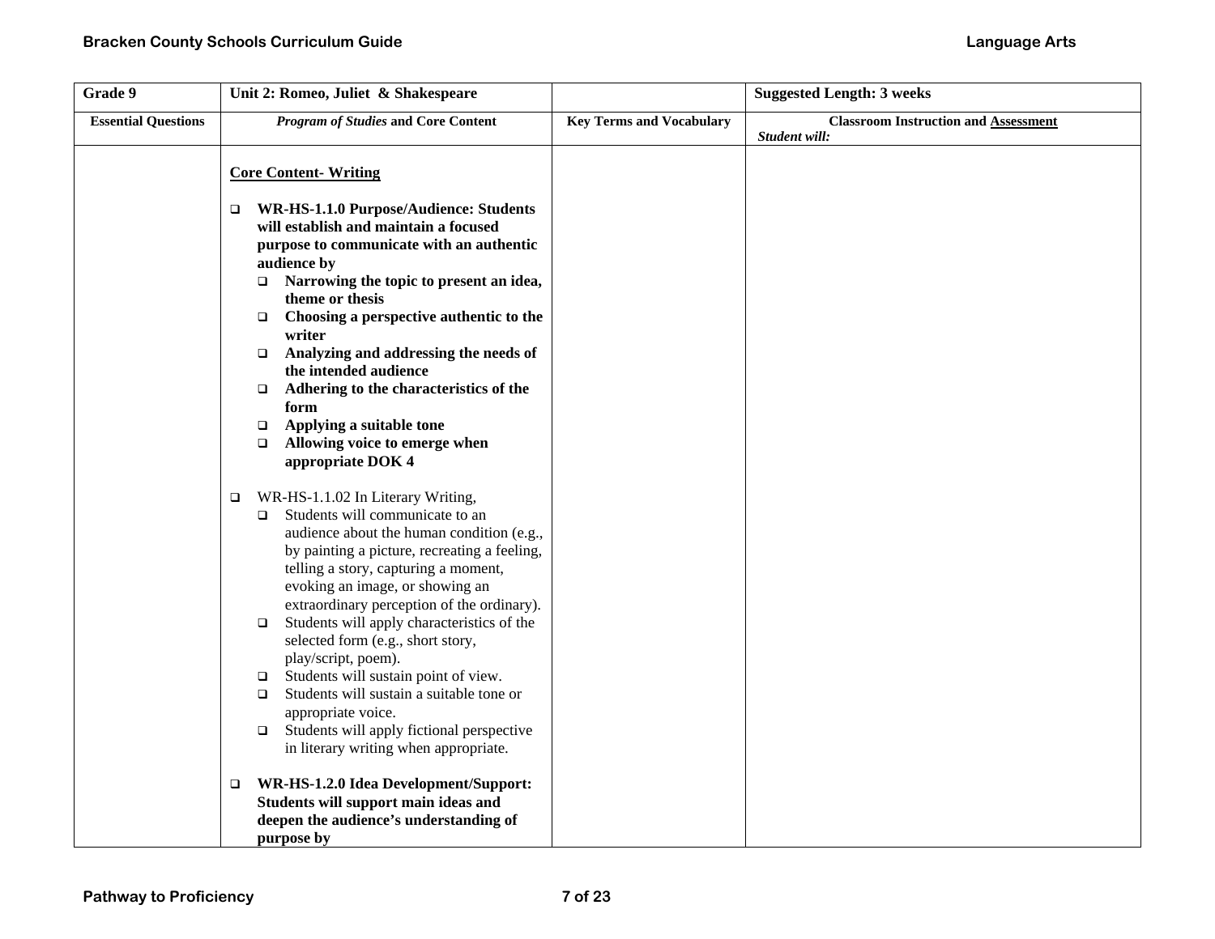| Grade 9 | Unit 2: Romeo, Juliet & Shakespeare | | Suggested Length: 3 weeks |
|---|---|---|---|
| **Essential Questions** | ***Program of Studies* and Core Content** | **Key Terms and Vocabulary** | **Classroom Instruction and Assessment** *Student will:* |
| | **Core Content- Writing**<br><br>❑ **WR-HS-1.1.0 Purpose/Audience: Students will establish and maintain a focused purpose to communicate with an authentic audience by**<br>❑ **Narrowing the topic to present an idea, theme or thesis**<br>❑ **Choosing a perspective authentic to the writer**<br>❑ **Analyzing and addressing the needs of the intended audience**<br>❑ **Adhering to the characteristics of the form**<br>❑ **Applying a suitable tone**<br>❑ **Allowing voice to emerge when appropriate DOK 4**<br><br>❑ WR-HS-1.1.02 In Literary Writing,<br>❑ Students will communicate to an audience about the human condition (e.g., by painting a picture, recreating a feeling, telling a story, capturing a moment, evoking an image, or showing an extraordinary perception of the ordinary).<br>❑ Students will apply characteristics of the selected form (e.g., short story, play/script, poem).<br>❑ Students will sustain point of view.<br>❑ Students will sustain a suitable tone or appropriate voice.<br>❑ Students will apply fictional perspective in literary writing when appropriate.<br><br>❑ **WR-HS-1.2.0 Idea Development/Support: Students will support main ideas and deepen the audience's understanding of purpose by** | | |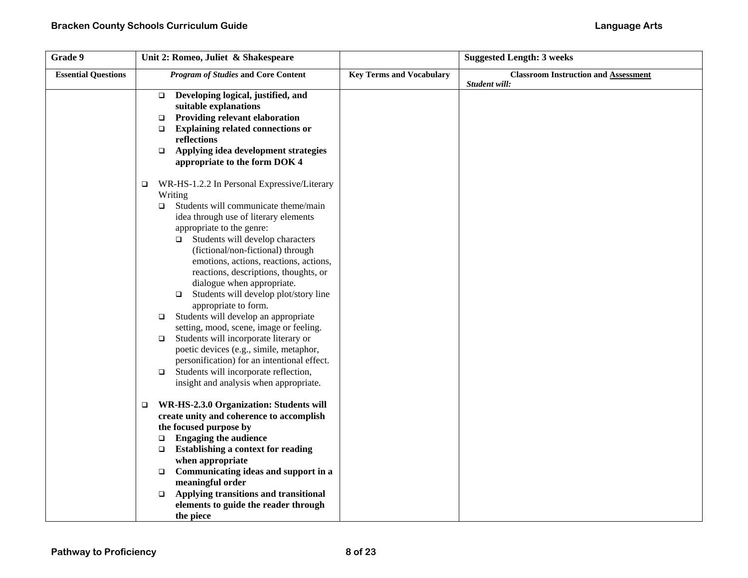| Grade 9 | Unit 2: Romeo, Juliet & Shakespeare | | Suggested Length: 3 weeks |
|---|---|---|---|
| **Essential Questions** | ***Program of Studies* and Core Content** | **Key Terms and Vocabulary** | **Classroom Instruction and Assessment** *Student will:* |
| | ❑ **Developing logical, justified, and suitable explanations**<br>❑ **Providing relevant elaboration**<br>❑ **Explaining related connections or reflections**<br>❑ **Applying idea development strategies appropriate to the form DOK 4**<br><br>❑ WR-HS-1.2.2 In Personal Expressive/Literary Writing<br>❑ Students will communicate theme/main idea through use of literary elements appropriate to the genre:<br>❑ Students will develop characters (fictional/non-fictional) through emotions, actions, reactions, actions, reactions, descriptions, thoughts, or dialogue when appropriate.<br>❑ Students will develop plot/story line appropriate to form.<br>❑ Students will develop an appropriate setting, mood, scene, image or feeling.<br>❑ Students will incorporate literary or poetic devices (e.g., simile, metaphor, personification) for an intentional effect.<br>❑ Students will incorporate reflection, insight and analysis when appropriate.<br><br>❑ **WR-HS-2.3.0 Organization: Students will create unity and coherence to accomplish the focused purpose by**<br>❑ **Engaging the audience**<br>❑ **Establishing a context for reading when appropriate**<br>❑ **Communicating ideas and support in a meaningful order**<br>❑ **Applying transitions and transitional elements to guide the reader through the piece** | | |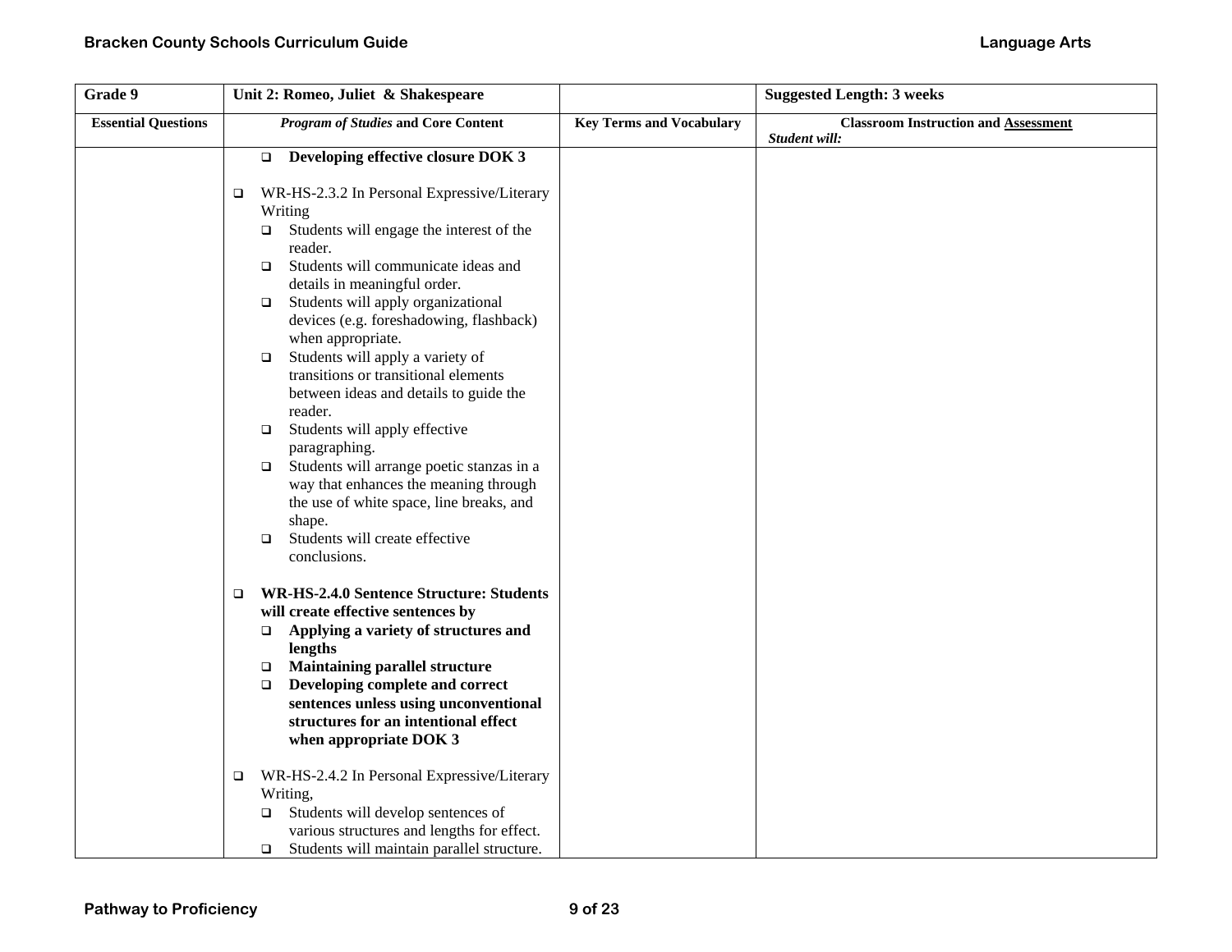| Grade 9 | Unit 2: Romeo, Juliet & Shakespeare | | Suggested Length: 3 weeks |
|---|---|---|---|
| **Essential Questions** | ***Program of Studies* and Core Content** | **Key Terms and Vocabulary** | **Classroom Instruction and Assessment** *Student will:* |
| | ❑ **Developing effective closure DOK 3**<br><br>❑ WR-HS-2.3.2 In Personal Expressive/Literary Writing<br>❑ Students will engage the interest of the reader.<br>❑ Students will communicate ideas and details in meaningful order.<br>❑ Students will apply organizational devices (e.g. foreshadowing, flashback) when appropriate.<br>❑ Students will apply a variety of transitions or transitional elements between ideas and details to guide the reader.<br>❑ Students will apply effective paragraphing.<br>❑ Students will arrange poetic stanzas in a way that enhances the meaning through the use of white space, line breaks, and shape.<br>❑ Students will create effective conclusions.<br><br>❑ **WR-HS-2.4.0 Sentence Structure: Students will create effective sentences by**<br>❑ **Applying a variety of structures and lengths**<br>❑ **Maintaining parallel structure**<br>❑ **Developing complete and correct sentences unless using unconventional structures for an intentional effect when appropriate DOK 3**<br><br>❑ WR-HS-2.4.2 In Personal Expressive/Literary Writing,<br>❑ Students will develop sentences of various structures and lengths for effect.<br>❑ Students will maintain parallel structure. | | |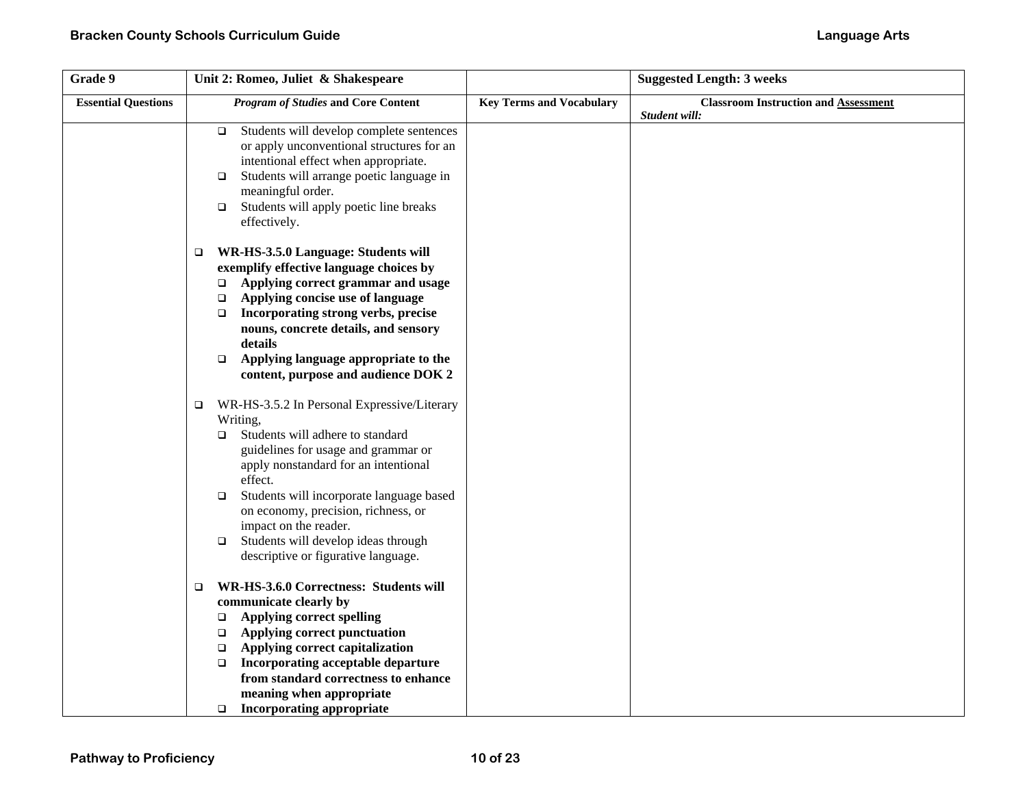| Grade 9 | Unit 2: Romeo, Juliet & Shakespeare | | Suggested Length: 3 weeks |
|---|---|---|---|
| **Essential Questions** | ***Program of Studies* and Core Content** | **Key Terms and Vocabulary** | **Classroom Instruction and Assessment** *Student will:* |
| | ❑ Students will develop complete sentences or apply unconventional structures for an intentional effect when appropriate.<br>❑ Students will arrange poetic language in meaningful order.<br>❑ Students will apply poetic line breaks effectively.<br><br>❑ **WR-HS-3.5.0 Language: Students will exemplify effective language choices by**<br>❑ **Applying correct grammar and usage**<br>❑ **Applying concise use of language**<br>❑ **Incorporating strong verbs, precise nouns, concrete details, and sensory details**<br>❑ **Applying language appropriate to the content, purpose and audience DOK 2**<br><br>❑ WR-HS-3.5.2 In Personal Expressive/Literary Writing,<br>❑ Students will adhere to standard guidelines for usage and grammar or apply nonstandard for an intentional effect.<br>❑ Students will incorporate language based on economy, precision, richness, or impact on the reader.<br>❑ Students will develop ideas through descriptive or figurative language.<br><br>❑ **WR-HS-3.6.0 Correctness: Students will communicate clearly by**<br>❑ **Applying correct spelling**<br>❑ **Applying correct punctuation**<br>❑ **Applying correct capitalization**<br>❑ **Incorporating acceptable departure from standard correctness to enhance meaning when appropriate**<br>❑ **Incorporating appropriate** | | |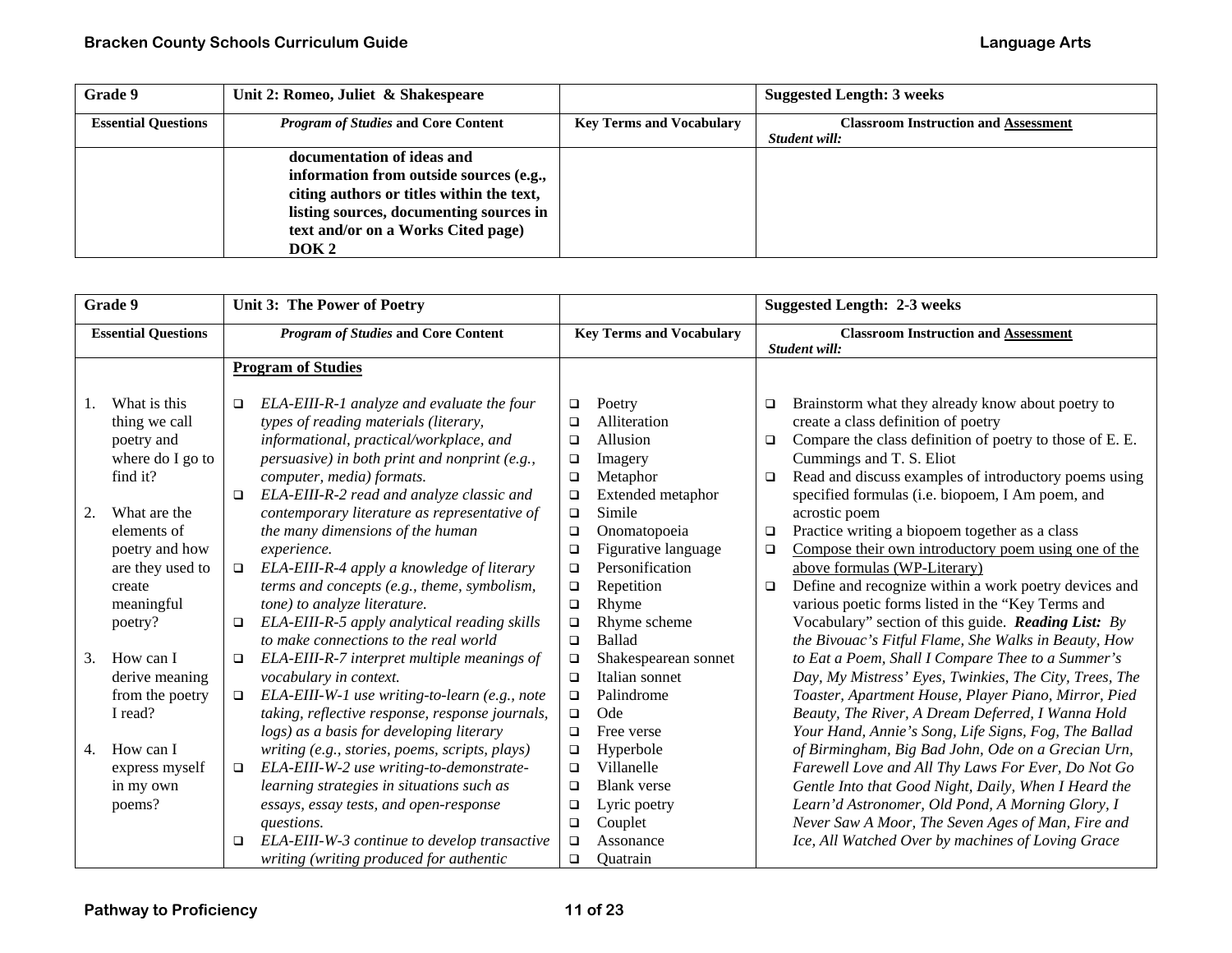| Grade 9 | Unit 2: Romeo, Juliet & Shakespeare | | Suggested Length: 3 weeks |
|---|---|---|---|
| **Essential Questions** | ***Program of Studies* and Core Content** | **Key Terms and Vocabulary** | **Classroom Instruction and <u>Assessment</u>** *Student will:* |
| | **documentation of ideas and information from outside sources (e.g., citing authors or titles within the text, listing sources, documenting sources in text and/or on a Works Cited page) DOK 2** | | |

| Grade 9 | Unit 3: The Power of Poetry | | Suggested Length: 2-3 weeks |
|---|---|---|---|
| **Essential Questions** | ***Program of Studies* and Core Content** | **Key Terms and Vocabulary** | **Classroom Instruction and <u>Assessment</u>** *Student will:* |
| 1. What is this thing we call poetry and where do I go to find it?<br><br>2. What are the elements of poetry and how are they used to create meaningful poetry?<br><br>3. How can I derive meaning from the poetry I read?<br><br>4. How can I express myself in my own poems? | **<u>Program of Studies</u>**<br><br>❑ *ELA-EIII-R-1 analyze and evaluate the four types of reading materials (literary, informational, practical/workplace, and persuasive) in both print and nonprint (e.g., computer, media) formats.*<br>❑ *ELA-EIII-R-2 read and analyze classic and contemporary literature as representative of the many dimensions of the human experience.*<br>❑ *ELA-EIII-R-4 apply a knowledge of literary terms and concepts (e.g., theme, symbolism, tone) to analyze literature.*<br>❑ *ELA-EIII-R-5 apply analytical reading skills to make connections to the real world*<br>❑ *ELA-EIII-R-7 interpret multiple meanings of vocabulary in context.*<br>❑ *ELA-EIII-W-1 use writing-to-learn (e.g., note taking, reflective response, response journals, logs) as a basis for developing literary writing (e.g., stories, poems, scripts, plays)*<br>❑ *ELA-EIII-W-2 use writing-to-demonstrate-learning strategies in situations such as essays, essay tests, and open-response questions.*<br>❑ *ELA-EIII-W-3 continue to develop transactive writing (writing produced for authentic* | ❑ Poetry<br>❑ Alliteration<br>❑ Allusion<br>❑ Imagery<br>❑ Metaphor<br>❑ Extended metaphor<br>❑ Simile<br>❑ Onomatopoeia<br>❑ Figurative language<br>❑ Personification<br>❑ Repetition<br>❑ Rhyme<br>❑ Rhyme scheme<br>❑ Ballad<br>❑ Shakespearean sonnet<br>❑ Italian sonnet<br>❑ Palindrome<br>❑ Ode<br>❑ Free verse<br>❑ Hyperbole<br>❑ Villanelle<br>❑ Blank verse<br>❑ Lyric poetry<br>❑ Couplet<br>❑ Assonance<br>❑ Quatrain | ❑ Brainstorm what they already know about poetry to create a class definition of poetry<br>❑ Compare the class definition of poetry to those of E. E. Cummings and T. S. Eliot<br>❑ Read and discuss examples of introductory poems using specified formulas (i.e. biopoem, I Am poem, and acrostic poem<br>❑ Practice writing a biopoem together as a class<br>❑ <u>Compose their own introductory poem using one of the above formulas (WP-Literary)</u><br>❑ Define and recognize within a work poetry devices and various poetic forms listed in the "Key Terms and Vocabulary" section of this guide. ***Reading List:*** *By the Bivouac's Fitful Flame, She Walks in Beauty, How to Eat a Poem, Shall I Compare Thee to a Summer's Day, My Mistress' Eyes, Twinkies, The City, Trees, The Toaster, Apartment House, Player Piano, Mirror, Pied Beauty, The River, A Dream Deferred, I Wanna Hold Your Hand, Annie's Song, Life Signs, Fog, The Ballad of Birmingham, Big Bad John, Ode on a Grecian Urn, Farewell Love and All Thy Laws For Ever, Do Not Go Gentle Into that Good Night, Daily, When I Heard the Learn'd Astronomer, Old Pond, A Morning Glory, I Never Saw A Moor, The Seven Ages of Man, Fire and Ice, All Watched Over by machines of Loving Grace* |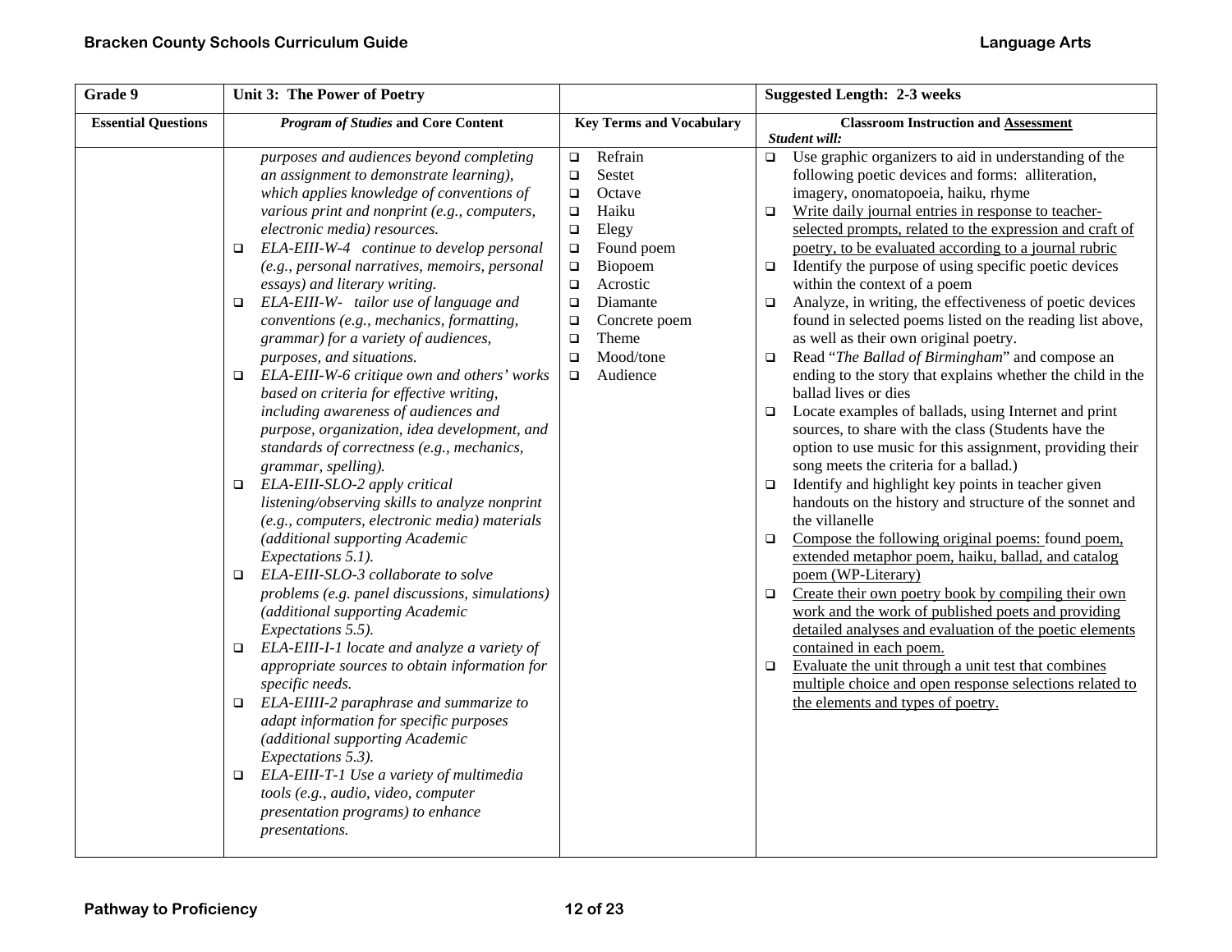| Grade 9 | Unit 3: The Power of Poetry | | Suggested Length: 2-3 weeks |
|---|---|---|---|
| **Essential Questions** | ***Program of Studies* and Core Content** | **Key Terms and Vocabulary** | **Classroom Instruction and Assessment**<br>***Student will:*** |
| | *purposes and audiences beyond completing an assignment to demonstrate learning), which applies knowledge of conventions of various print and nonprint (e.g., computers, electronic media) resources.*<br>❑ *ELA-EIII-W-4 continue to develop personal (e.g., personal narratives, memoirs, personal essays) and literary writing.*<br>❑ *ELA-EIII-W- tailor use of language and conventions (e.g., mechanics, formatting, grammar) for a variety of audiences, purposes, and situations.*<br>❑ *ELA-EIII-W-6 critique own and others' works based on criteria for effective writing, including awareness of audiences and purpose, organization, idea development, and standards of correctness (e.g., mechanics, grammar, spelling).*<br>❑ *ELA-EIII-SLO-2 apply critical listening/observing skills to analyze nonprint (e.g., computers, electronic media) materials (additional supporting Academic Expectations 5.1).*<br>❑ *ELA-EIII-SLO-3 collaborate to solve problems (e.g. panel discussions, simulations) (additional supporting Academic Expectations 5.5).*<br>❑ *ELA-EIII-I-1 locate and analyze a variety of appropriate sources to obtain information for specific needs.*<br>❑ *ELA-EIIII-2 paraphrase and summarize to adapt information for specific purposes (additional supporting Academic Expectations 5.3).*<br>❑ *ELA-EIII-T-1 Use a variety of multimedia tools (e.g., audio, video, computer presentation programs) to enhance presentations.* | ❑ Refrain<br>❑ Sestet<br>❑ Octave<br>❑ Haiku<br>❑ Elegy<br>❑ Found poem<br>❑ Biopoem<br>❑ Acrostic<br>❑ Diamante<br>❑ Concrete poem<br>❑ Theme<br>❑ Mood/tone<br>❑ Audience | ❑ Use graphic organizers to aid in understanding of the following poetic devices and forms: alliteration, imagery, onomatopoeia, haiku, rhyme<br>❑ <u>Write daily journal entries in response to teacher-selected prompts, related to the expression and craft of poetry, to be evaluated according to a journal rubric</u><br>❑ Identify the purpose of using specific poetic devices within the context of a poem<br>❑ Analyze, in writing, the effectiveness of poetic devices found in selected poems listed on the reading list above, as well as their own original poetry.<br>❑ Read "*The Ballad of Birmingham*" and compose an ending to the story that explains whether the child in the ballad lives or dies<br>❑ Locate examples of ballads, using Internet and print sources, to share with the class (Students have the option to use music for this assignment, providing their song meets the criteria for a ballad.)<br>❑ Identify and highlight key points in teacher given handouts on the history and structure of the sonnet and the villanelle<br>❑ <u>Compose the following original poems: found poem, extended metaphor poem, haiku, ballad, and catalog poem (WP-Literary)</u><br>❑ <u>Create their own poetry book by compiling their own work and the work of published poets and providing detailed analyses and evaluation of the poetic elements contained in each poem.</u><br>❑ <u>Evaluate the unit through a unit test that combines multiple choice and open response selections related to the elements and types of poetry.</u> |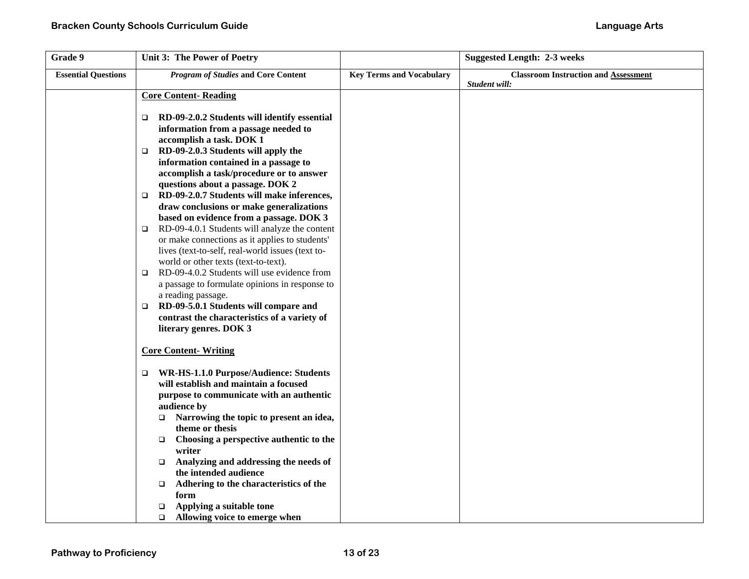| Grade 9 | Unit 3: The Power of Poetry | | Suggested Length: 2-3 weeks |
|---|---|---|---|
| **Essential Questions** | ***Program of Studies* and Core Content** | **Key Terms and Vocabulary** | **Classroom Instruction and Assessment** *Student will:* |
| | **Core Content- Reading**<br><br>❑ **RD-09-2.0.2 Students will identify essential information from a passage needed to accomplish a task. DOK 1**<br>❑ **RD-09-2.0.3 Students will apply the information contained in a passage to accomplish a task/procedure or to answer questions about a passage. DOK 2**<br>❑ **RD-09-2.0.7 Students will make inferences, draw conclusions or make generalizations based on evidence from a passage. DOK 3**<br>❑ RD-09-4.0.1 Students will analyze the content or make connections as it applies to students' lives (text-to-self, real-world issues (text to-world or other texts (text-to-text).<br>❑ RD-09-4.0.2 Students will use evidence from a passage to formulate opinions in response to a reading passage.<br>❑ **RD-09-5.0.1 Students will compare and contrast the characteristics of a variety of literary genres. DOK 3**<br><br>**Core Content- Writing**<br><br>❑ **WR-HS-1.1.0 Purpose/Audience: Students will establish and maintain a focused purpose to communicate with an authentic audience by**<br>&nbsp;&nbsp;&nbsp;&nbsp;❑ **Narrowing the topic to present an idea, theme or thesis**<br>&nbsp;&nbsp;&nbsp;&nbsp;❑ **Choosing a perspective authentic to the writer**<br>&nbsp;&nbsp;&nbsp;&nbsp;❑ **Analyzing and addressing the needs of the intended audience**<br>&nbsp;&nbsp;&nbsp;&nbsp;❑ **Adhering to the characteristics of the form**<br>&nbsp;&nbsp;&nbsp;&nbsp;❑ **Applying a suitable tone**<br>&nbsp;&nbsp;&nbsp;&nbsp;❑ **Allowing voice to emerge when** | | |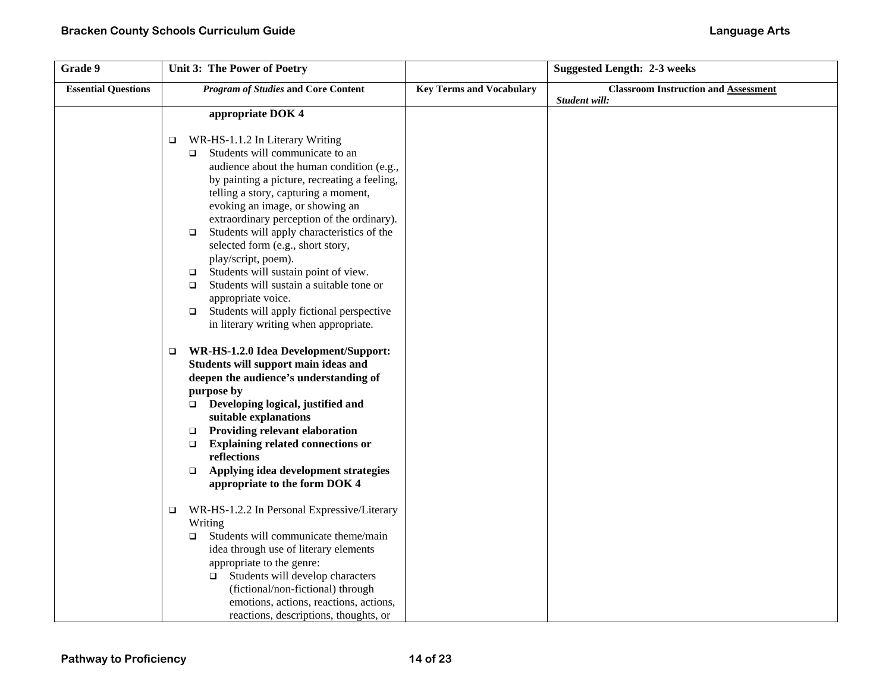| Grade 9 | Unit 3: The Power of Poetry | | Suggested Length: 2-3 weeks |
|---|---|---|---|
| **Essential Questions** | ***Program of Studies* and Core Content** | **Key Terms and Vocabulary** | **Classroom Instruction and Assessment** ***Student will:*** |
| | **appropriate DOK 4**<br><br>❑ WR-HS-1.1.2 In Literary Writing<br>❑ Students will communicate to an audience about the human condition (e.g., by painting a picture, recreating a feeling, telling a story, capturing a moment, evoking an image, or showing an extraordinary perception of the ordinary).<br>❑ Students will apply characteristics of the selected form (e.g., short story, play/script, poem).<br>❑ Students will sustain point of view.<br>❑ Students will sustain a suitable tone or appropriate voice.<br>❑ Students will apply fictional perspective in literary writing when appropriate.<br><br>❑ **WR-HS-1.2.0 Idea Development/Support: Students will support main ideas and deepen the audience's understanding of purpose by**<br>❑ **Developing logical, justified and suitable explanations**<br>❑ **Providing relevant elaboration**<br>❑ **Explaining related connections or reflections**<br>❑ **Applying idea development strategies appropriate to the form DOK 4**<br><br>❑ WR-HS-1.2.2 In Personal Expressive/Literary Writing<br>❑ Students will communicate theme/main idea through use of literary elements appropriate to the genre:<br>❑ Students will develop characters (fictional/non-fictional) through emotions, actions, reactions, actions, reactions, descriptions, thoughts, or | | |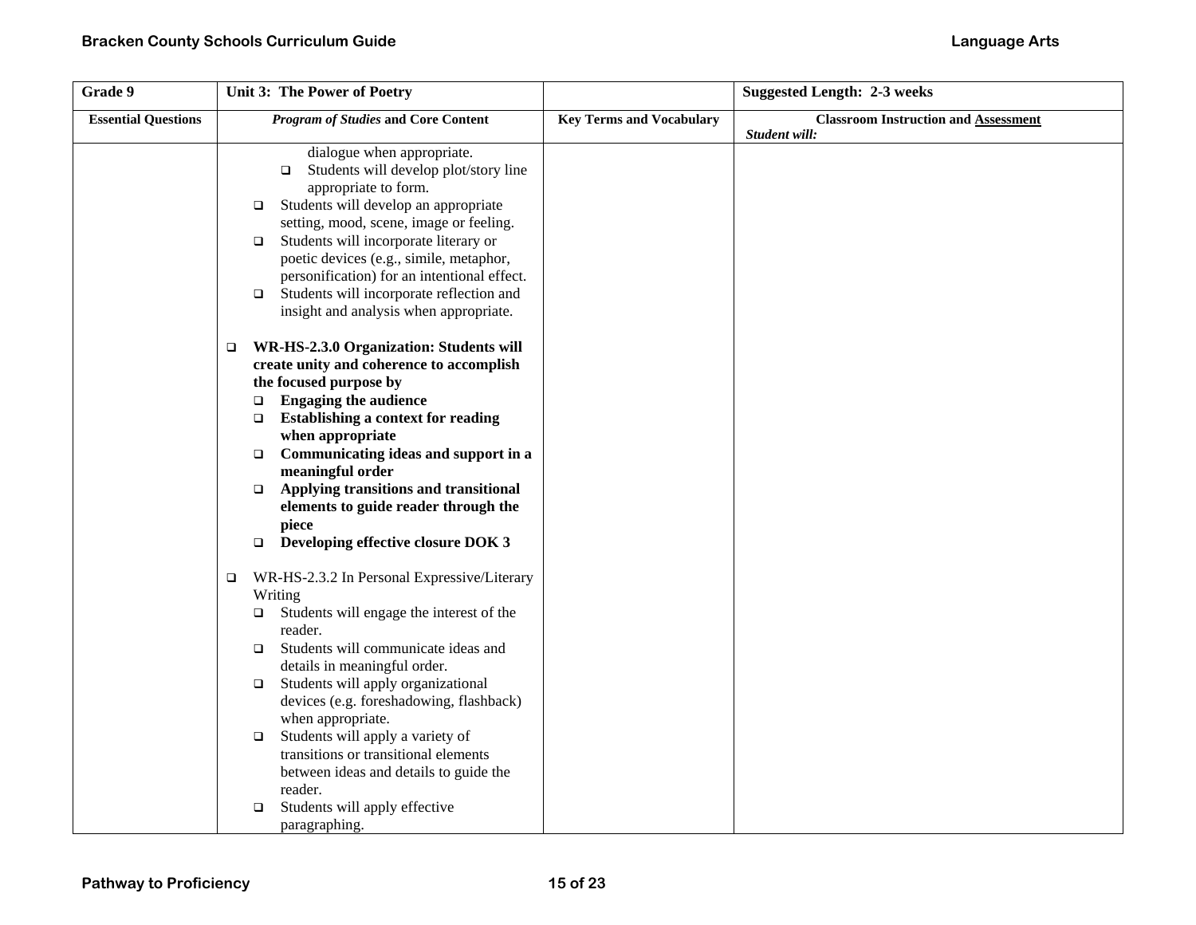| Grade 9 | Unit 3: The Power of Poetry | | Suggested Length: 2-3 weeks |
|---|---|---|---|
| **Essential Questions** | ***Program of Studies* and Core Content** | **Key Terms and Vocabulary** | **Classroom Instruction and <u>Assessment</u>** ***Student will:*** |
| | dialogue when appropriate.<br>❑ Students will develop plot/story line appropriate to form.<br>❑ Students will develop an appropriate setting, mood, scene, image or feeling.<br>❑ Students will incorporate literary or poetic devices (e.g., simile, metaphor, personification) for an intentional effect.<br>❑ Students will incorporate reflection and insight and analysis when appropriate.<br><br>❑ **WR-HS-2.3.0 Organization: Students will create unity and coherence to accomplish the focused purpose by**<br>❑ **Engaging the audience**<br>❑ **Establishing a context for reading when appropriate**<br>❑ **Communicating ideas and support in a meaningful order**<br>❑ **Applying transitions and transitional elements to guide reader through the piece**<br>❑ **Developing effective closure DOK 3**<br><br>❑ WR-HS-2.3.2 In Personal Expressive/Literary Writing<br>❑ Students will engage the interest of the reader.<br>❑ Students will communicate ideas and details in meaningful order.<br>❑ Students will apply organizational devices (e.g. foreshadowing, flashback) when appropriate.<br>❑ Students will apply a variety of transitions or transitional elements between ideas and details to guide the reader.<br>❑ Students will apply effective paragraphing. | | |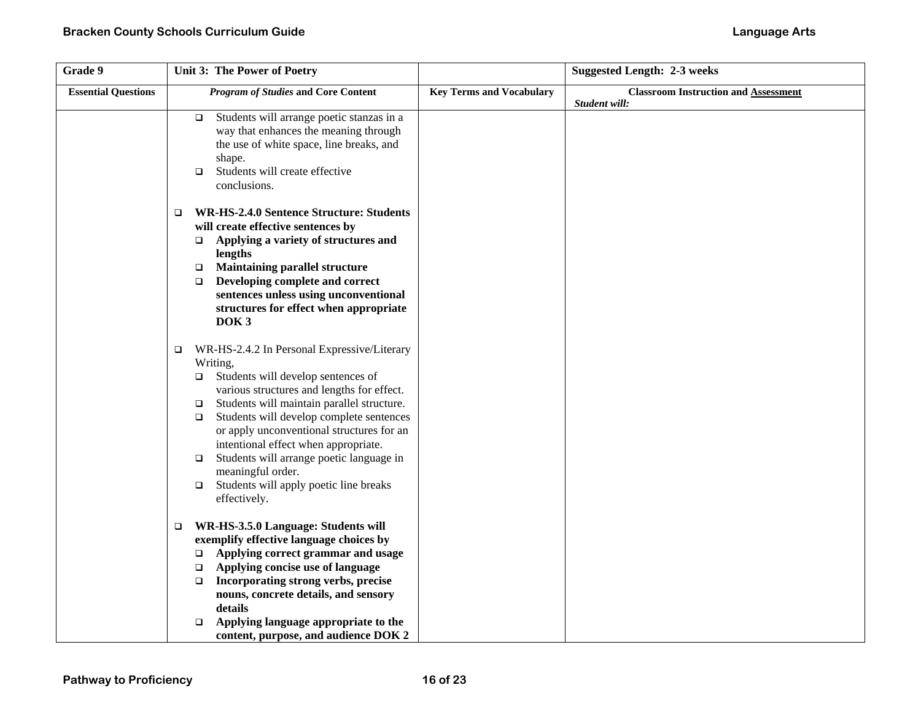| Grade 9 | Unit 3: The Power of Poetry | | Suggested Length: 2-3 weeks |
|---|---|---|---|
| **Essential Questions** | ***Program of Studies* and Core Content** | **Key Terms and Vocabulary** | **Classroom Instruction and Assessment** *Student will:* |
| | ❑ Students will arrange poetic stanzas in a way that enhances the meaning through the use of white space, line breaks, and shape.<br>❑ Students will create effective conclusions.<br><br>❑ **WR-HS-2.4.0 Sentence Structure: Students will create effective sentences by**<br>❑ **Applying a variety of structures and lengths**<br>❑ **Maintaining parallel structure**<br>❑ **Developing complete and correct sentences unless using unconventional structures for effect when appropriate DOK 3**<br><br>❑ WR-HS-2.4.2 In Personal Expressive/Literary Writing,<br>❑ Students will develop sentences of various structures and lengths for effect.<br>❑ Students will maintain parallel structure.<br>❑ Students will develop complete sentences or apply unconventional structures for an intentional effect when appropriate.<br>❑ Students will arrange poetic language in meaningful order.<br>❑ Students will apply poetic line breaks effectively.<br><br>❑ **WR-HS-3.5.0 Language: Students will exemplify effective language choices by**<br>❑ **Applying correct grammar and usage**<br>❑ **Applying concise use of language**<br>❑ **Incorporating strong verbs, precise nouns, concrete details, and sensory details**<br>❑ **Applying language appropriate to the content, purpose, and audience DOK 2** | | |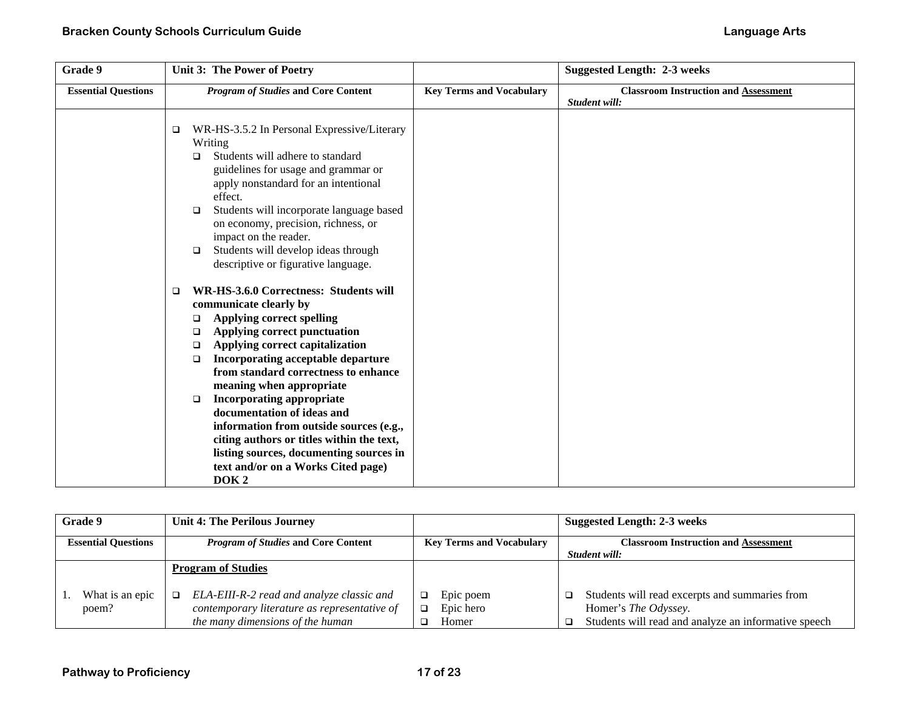| Grade 9 | Unit 3: The Power of Poetry | | Suggested Length: 2-3 weeks |
|---|---|---|---|
| **Essential Questions** | ***Program of Studies* and Core Content** | **Key Terms and Vocabulary** | **Classroom Instruction and Assessment** *Student will:* |
| | ❑ WR-HS-3.5.2 In Personal Expressive/Literary Writing<br>❑ Students will adhere to standard guidelines for usage and grammar or apply nonstandard for an intentional effect.<br>❑ Students will incorporate language based on economy, precision, richness, or impact on the reader.<br>❑ Students will develop ideas through descriptive or figurative language.<br><br>❑ **WR-HS-3.6.0 Correctness: Students will communicate clearly by**<br>❑ **Applying correct spelling**<br>❑ **Applying correct punctuation**<br>❑ **Applying correct capitalization**<br>❑ **Incorporating acceptable departure from standard correctness to enhance meaning when appropriate**<br>❑ **Incorporating appropriate documentation of ideas and information from outside sources (e.g., citing authors or titles within the text, listing sources, documenting sources in text and/or on a Works Cited page) DOK 2** | | |

| Grade 9 | Unit 4: The Perilous Journey | | Suggested Length: 2-3 weeks |
|---|---|---|---|
| **Essential Questions** | ***Program of Studies* and Core Content** | **Key Terms and Vocabulary** | **Classroom Instruction and Assessment** *Student will:* |
| 1. What is an epic poem? | **Program of Studies**<br><br>❑ *ELA-EIII-R-2 read and analyze classic and contemporary literature as representative of the many dimensions of the human* | ❑ Epic poem<br>❑ Epic hero<br>❑ Homer | ❑ Students will read excerpts and summaries from Homer's *The Odyssey*.<br>❑ Students will read and analyze an informative speech |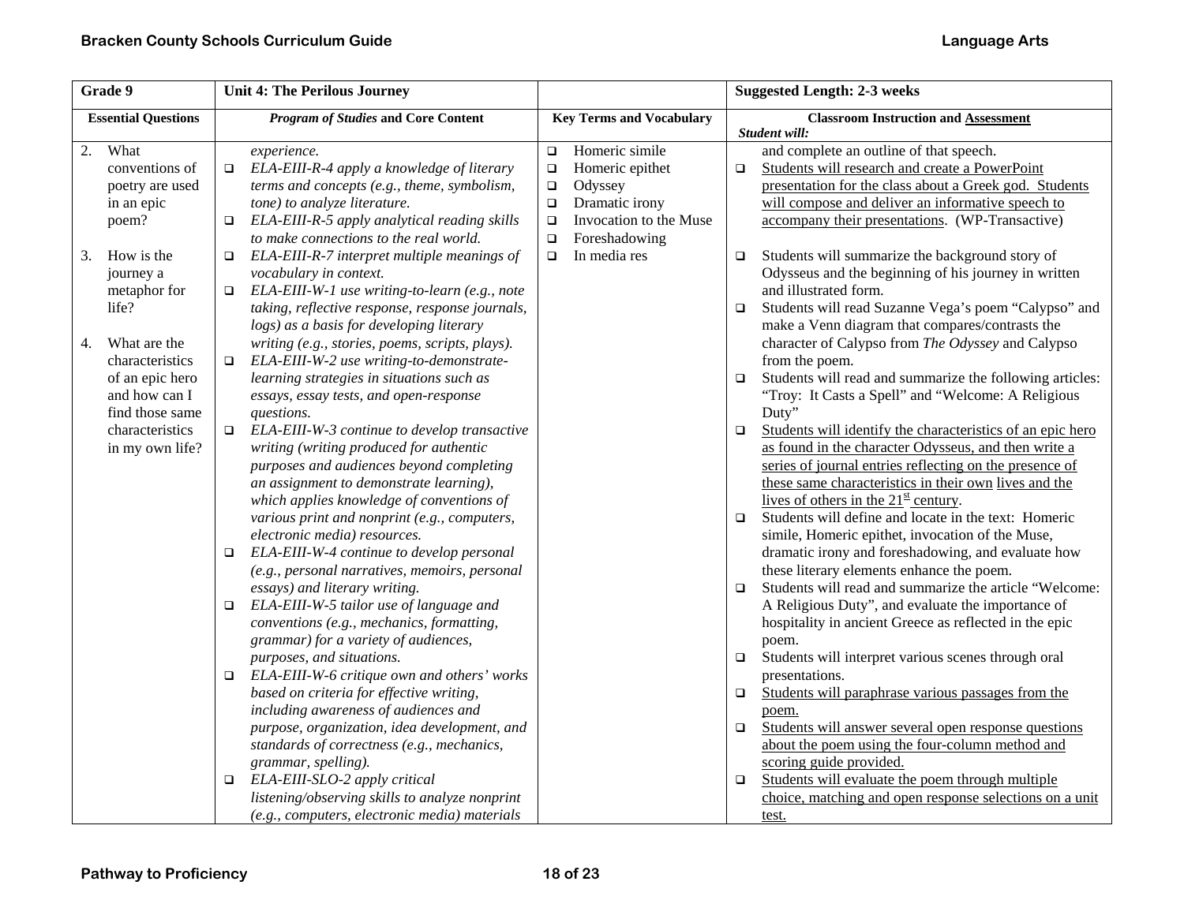| Grade 9 | Unit 4: The Perilous Journey | | Suggested Length: 2-3 weeks |
|---|---|---|---|
| **Essential Questions** | ***Program of Studies* and Core Content** | **Key Terms and Vocabulary** | **Classroom Instruction and Assessment** *Student will:* |
| 2. What conventions of poetry are used in an epic poem?<br><br>3. How is the journey a metaphor for life?<br><br>4. What are the characteristics of an epic hero and how can I find those same characteristics in my own life? | *experience.*<br>❑ *ELA-EIII-R-4 apply a knowledge of literary terms and concepts (e.g., theme, symbolism, tone) to analyze literature.*<br>❑ *ELA-EIII-R-5 apply analytical reading skills to make connections to the real world.*<br>❑ *ELA-EIII-R-7 interpret multiple meanings of vocabulary in context.*<br>❑ *ELA-EIII-W-1 use writing-to-learn (e.g., note taking, reflective response, response journals, logs) as a basis for developing literary writing (e.g., stories, poems, scripts, plays).*<br>❑ *ELA-EIII-W-2 use writing-to-demonstrate-learning strategies in situations such as essays, essay tests, and open-response questions.*<br>❑ *ELA-EIII-W-3 continue to develop transactive writing (writing produced for authentic purposes and audiences beyond completing an assignment to demonstrate learning), which applies knowledge of conventions of various print and nonprint (e.g., computers, electronic media) resources.*<br>❑ *ELA-EIII-W-4 continue to develop personal (e.g., personal narratives, memoirs, personal essays) and literary writing.*<br>❑ *ELA-EIII-W-5 tailor use of language and conventions (e.g., mechanics, formatting, grammar) for a variety of audiences, purposes, and situations.*<br>❑ *ELA-EIII-W-6 critique own and others' works based on criteria for effective writing, including awareness of audiences and purpose, organization, idea development, and standards of correctness (e.g., mechanics, grammar, spelling).*<br>❑ *ELA-EIII-SLO-2 apply critical listening/observing skills to analyze nonprint (e.g., computers, electronic media) materials* | ❑ Homeric simile<br>❑ Homeric epithet<br>❑ Odyssey<br>❑ Dramatic irony<br>❑ Invocation to the Muse<br>❑ Foreshadowing<br>❑ In media res | and complete an outline of that speech.<br>❑ <u>Students will research and create a PowerPoint presentation for the class about a Greek god. Students will compose and deliver an informative speech to accompany their presentations</u>. (WP-Transactive)<br>❑ Students will summarize the background story of Odysseus and the beginning of his journey in written and illustrated form.<br>❑ Students will read Suzanne Vega's poem "Calypso" and make a Venn diagram that compares/contrasts the character of Calypso from *The Odyssey* and Calypso from the poem.<br>❑ Students will read and summarize the following articles: "Troy: It Casts a Spell" and "Welcome: A Religious Duty"<br>❑ <u>Students will identify the characteristics of an epic hero as found in the character Odysseus, and then write a series of journal entries reflecting on the presence of these same characteristics in their own lives and the lives of others in the 21st century</u>.<br>❑ Students will define and locate in the text: Homeric simile, Homeric epithet, invocation of the Muse, dramatic irony and foreshadowing, and evaluate how these literary elements enhance the poem.<br>❑ Students will read and summarize the article "Welcome: A Religious Duty", and evaluate the importance of hospitality in ancient Greece as reflected in the epic poem.<br>❑ Students will interpret various scenes through oral presentations.<br>❑ <u>Students will paraphrase various passages from the poem.</u><br>❑ <u>Students will answer several open response questions about the poem using the four-column method and scoring guide provided.</u><br>❑ <u>Students will evaluate the poem through multiple choice, matching and open response selections on a unit test.</u> |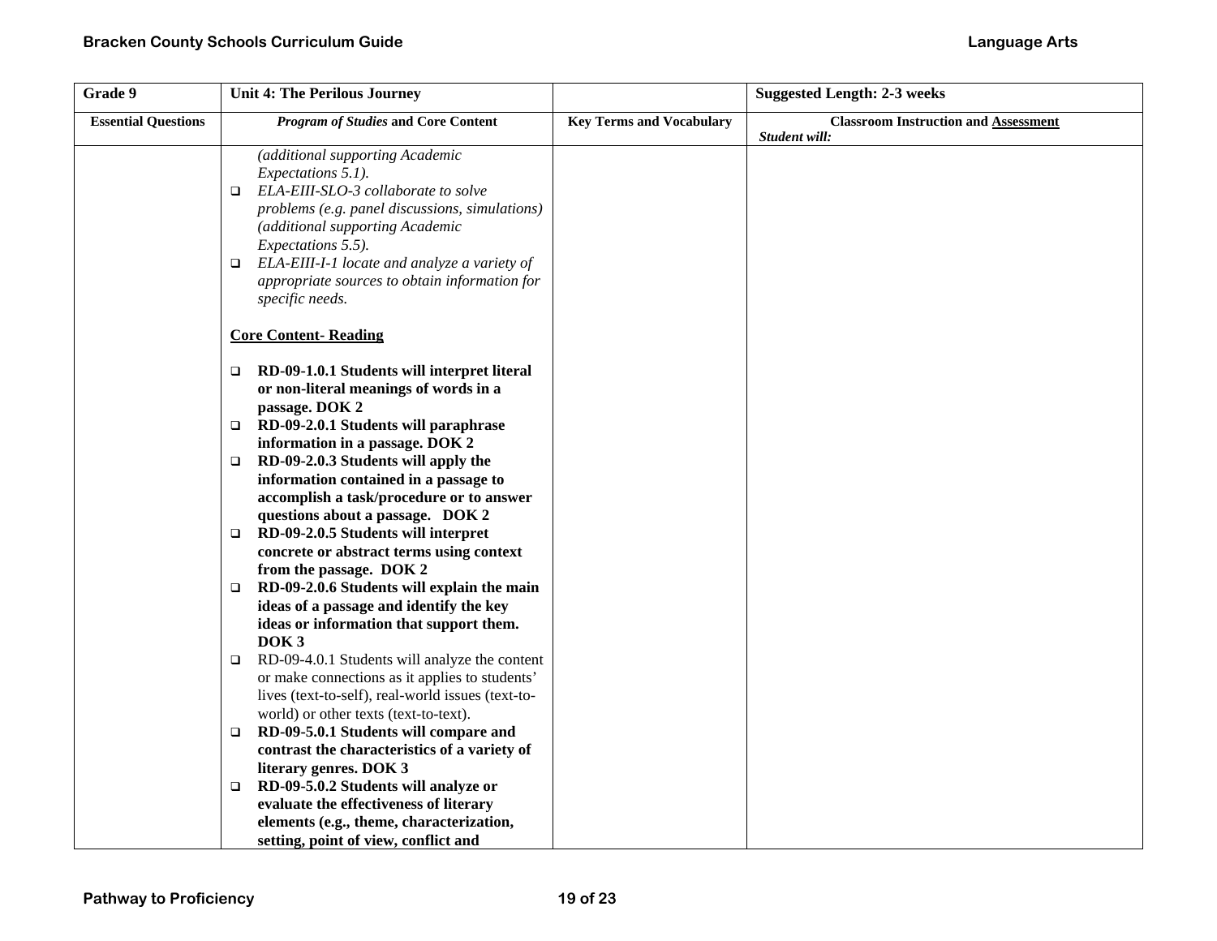| Grade 9 | Unit 4: The Perilous Journey | | Suggested Length: 2-3 weeks |
|---|---|---|---|
| **Essential Questions** | ***Program of Studies* and Core Content** | **Key Terms and Vocabulary** | **Classroom Instruction and Assessment** ***Student will:*** |
| | *(additional supporting Academic Expectations 5.1).*<br>❑ *ELA-EIII-SLO-3 collaborate to solve problems (e.g. panel discussions, simulations) (additional supporting Academic Expectations 5.5).*<br>❑ *ELA-EIII-I-1 locate and analyze a variety of appropriate sources to obtain information for specific needs.*<br><br>**Core Content- Reading**<br><br>❑ **RD-09-1.0.1 Students will interpret literal or non-literal meanings of words in a passage. DOK 2**<br>❑ **RD-09-2.0.1 Students will paraphrase information in a passage. DOK 2**<br>❑ **RD-09-2.0.3 Students will apply the information contained in a passage to accomplish a task/procedure or to answer questions about a passage. DOK 2**<br>❑ **RD-09-2.0.5 Students will interpret concrete or abstract terms using context from the passage. DOK 2**<br>❑ **RD-09-2.0.6 Students will explain the main ideas of a passage and identify the key ideas or information that support them. DOK 3**<br>❑ RD-09-4.0.1 Students will analyze the content or make connections as it applies to students' lives (text-to-self), real-world issues (text-to-world) or other texts (text-to-text).<br>❑ **RD-09-5.0.1 Students will compare and contrast the characteristics of a variety of literary genres. DOK 3**<br>❑ **RD-09-5.0.2 Students will analyze or evaluate the effectiveness of literary elements (e.g., theme, characterization, setting, point of view, conflict and** | | |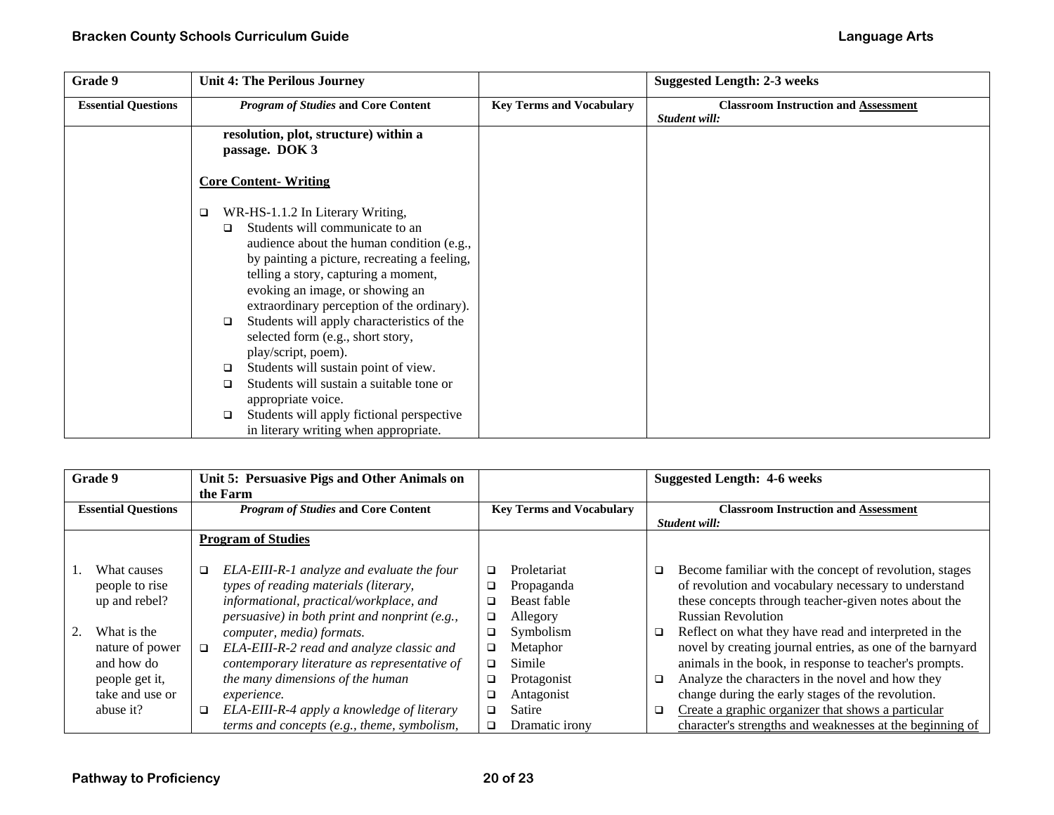| Grade 9 | Unit 4: The Perilous Journey | | Suggested Length: 2-3 weeks |
|---|---|---|---|
| **Essential Questions** | ***Program of Studies* and Core Content** | **Key Terms and Vocabulary** | **Classroom Instruction and Assessment** ***Student will:*** |
| | **resolution, plot, structure) within a passage. DOK 3**<br><br>**Core Content- Writing**<br><br>❑ WR-HS-1.1.2 In Literary Writing,<br>❑ Students will communicate to an audience about the human condition (e.g., by painting a picture, recreating a feeling, telling a story, capturing a moment, evoking an image, or showing an extraordinary perception of the ordinary).<br>❑ Students will apply characteristics of the selected form (e.g., short story, play/script, poem).<br>❑ Students will sustain point of view.<br>❑ Students will sustain a suitable tone or appropriate voice.<br>❑ Students will apply fictional perspective in literary writing when appropriate. | | |

| Grade 9 | Unit 5: Persuasive Pigs and Other Animals on the Farm | | Suggested Length: 4-6 weeks |
|---|---|---|---|
| **Essential Questions** | ***Program of Studies* and Core Content** | **Key Terms and Vocabulary** | **Classroom Instruction and Assessment** ***Student will:*** |
| 1. What causes people to rise up and rebel?<br><br>2. What is the nature of power and how do people get it, take and use or abuse it? | **Program of Studies**<br><br>❑ *ELA-EIII-R-1 analyze and evaluate the four types of reading materials (literary, informational, practical/workplace, and persuasive) in both print and nonprint (e.g., computer, media) formats.*<br>❑ *ELA-EIII-R-2 read and analyze classic and contemporary literature as representative of the many dimensions of the human experience.*<br>❑ *ELA-EIII-R-4 apply a knowledge of literary terms and concepts (e.g., theme, symbolism,* | ❑ Proletariat<br>❑ Propaganda<br>❑ Beast fable<br>❑ Allegory<br>❑ Symbolism<br>❑ Metaphor<br>❑ Simile<br>❑ Protagonist<br>❑ Antagonist<br>❑ Satire<br>❑ Dramatic irony | ❑ Become familiar with the concept of revolution, stages of revolution and vocabulary necessary to understand these concepts through teacher-given notes about the Russian Revolution<br>❑ Reflect on what they have read and interpreted in the novel by creating journal entries, as one of the barnyard animals in the book, in response to teacher's prompts.<br>❑ Analyze the characters in the novel and how they change during the early stages of the revolution.<br>❑ Create a graphic organizer that shows a particular character's strengths and weaknesses at the beginning of |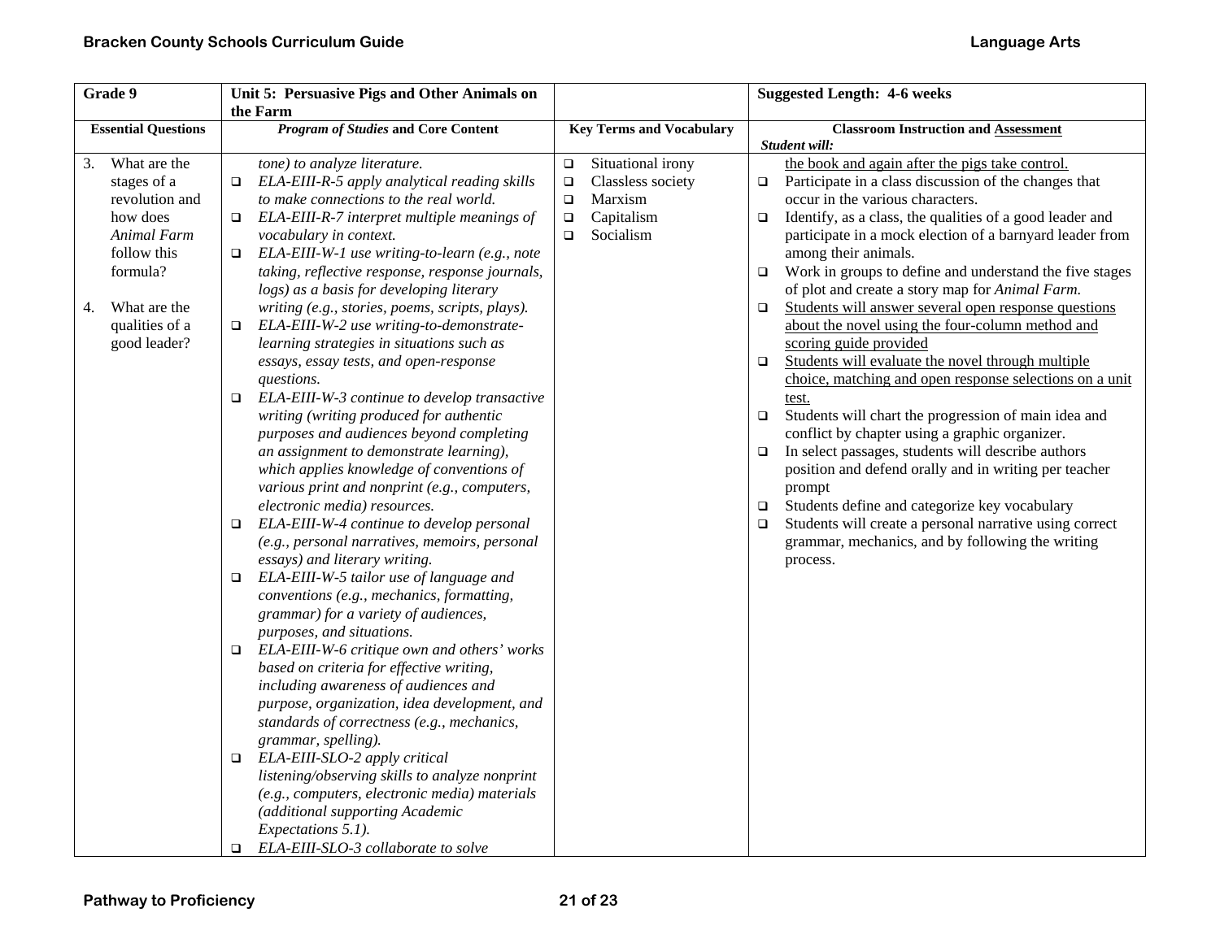| Grade 9 | Unit 5: Persuasive Pigs and Other Animals on the Farm | | Suggested Length: 4-6 weeks |
|---|---|---|---|
| **Essential Questions** | ***Program of Studies* and Core Content** | **Key Terms and Vocabulary** | **Classroom Instruction and <u>Assessment</u>**<br>***Student will:*** |
| 3. What are the stages of a revolution and how does *Animal Farm* follow this formula?<br><br>4. What are the qualities of a good leader? | *tone) to analyze literature.*<br>❑ *ELA-EIII-R-5 apply analytical reading skills to make connections to the real world.*<br>❑ *ELA-EIII-R-7 interpret multiple meanings of vocabulary in context.*<br>❑ *ELA-EIII-W-1 use writing-to-learn (e.g., note taking, reflective response, response journals, logs) as a basis for developing literary writing (e.g., stories, poems, scripts, plays).*<br>❑ *ELA-EIII-W-2 use writing-to-demonstrate-learning strategies in situations such as essays, essay tests, and open-response questions.*<br>❑ *ELA-EIII-W-3 continue to develop transactive writing (writing produced for authentic purposes and audiences beyond completing an assignment to demonstrate learning), which applies knowledge of conventions of various print and nonprint (e.g., computers, electronic media) resources.*<br>❑ *ELA-EIII-W-4 continue to develop personal (e.g., personal narratives, memoirs, personal essays) and literary writing.*<br>❑ *ELA-EIII-W-5 tailor use of language and conventions (e.g., mechanics, formatting, grammar) for a variety of audiences, purposes, and situations.*<br>❑ *ELA-EIII-W-6 critique own and others' works based on criteria for effective writing, including awareness of audiences and purpose, organization, idea development, and standards of correctness (e.g., mechanics, grammar, spelling).*<br>❑ *ELA-EIII-SLO-2 apply critical listening/observing skills to analyze nonprint (e.g., computers, electronic media) materials (additional supporting Academic Expectations 5.1).*<br>❑ *ELA-EIII-SLO-3 collaborate to solve* | ❑ Situational irony<br>❑ Classless society<br>❑ Marxism<br>❑ Capitalism<br>❑ Socialism | <u>the book and again after the pigs take control.</u><br>❑ Participate in a class discussion of the changes that occur in the various characters.<br>❑ Identify, as a class, the qualities of a good leader and participate in a mock election of a barnyard leader from among their animals.<br>❑ Work in groups to define and understand the five stages of plot and create a story map for *Animal Farm.*<br>❑ <u>Students will answer several open response questions about the novel using the four-column method and scoring guide provided</u><br>❑ <u>Students will evaluate the novel through multiple choice, matching and open response selections on a unit test.</u><br>❑ Students will chart the progression of main idea and conflict by chapter using a graphic organizer.<br>❑ In select passages, students will describe authors position and defend orally and in writing per teacher prompt<br>❑ Students define and categorize key vocabulary<br>❑ Students will create a personal narrative using correct grammar, mechanics, and by following the writing process. |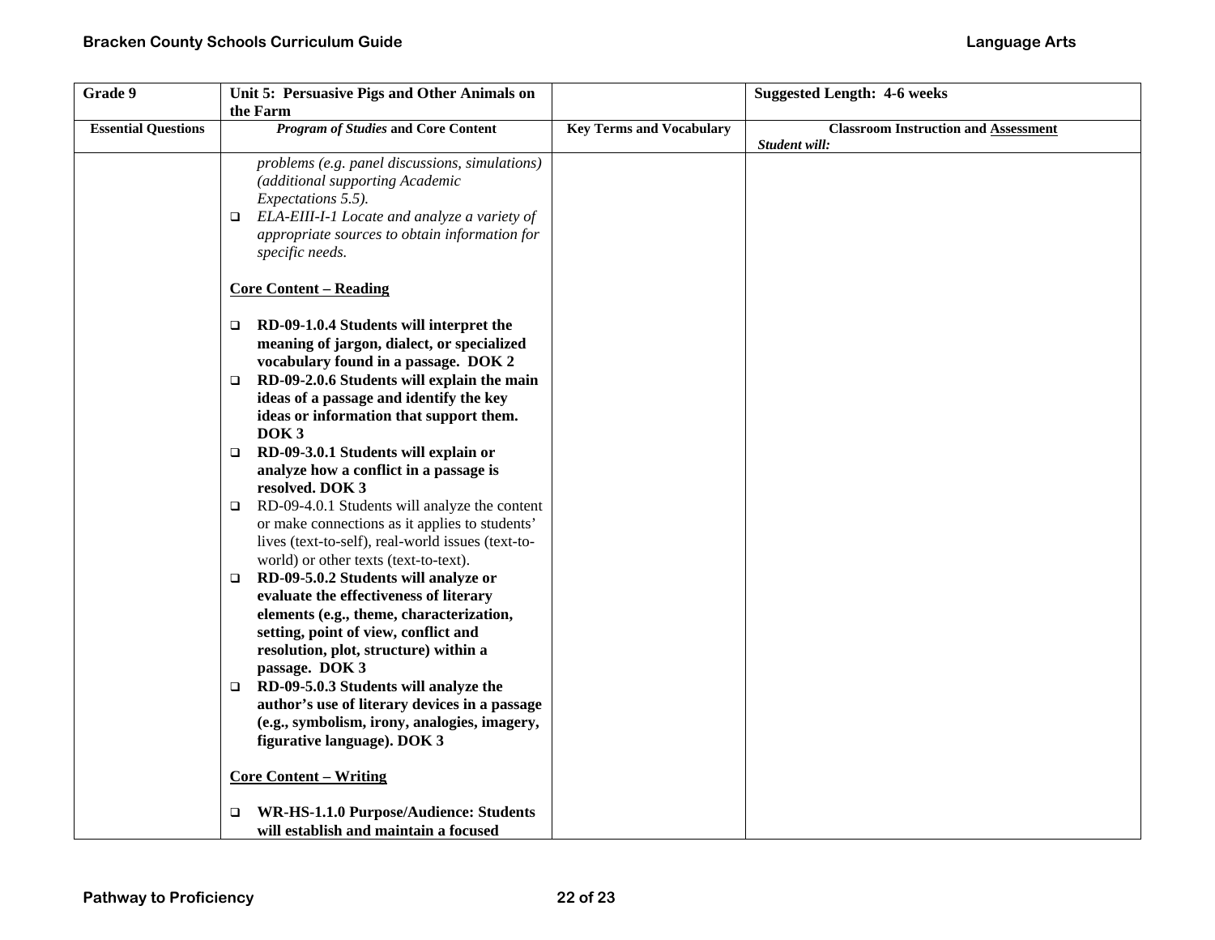| Grade 9 | Unit 5: Persuasive Pigs and Other Animals on the Farm | | Suggested Length: 4-6 weeks |
|---|---|---|---|
| **Essential Questions** | ***Program of Studies* and Core Content** | **Key Terms and Vocabulary** | **Classroom Instruction and Assessment** *Student will:* |
| | *problems (e.g. panel discussions, simulations) (additional supporting Academic Expectations 5.5).*<br>❑ *ELA-EIII-I-1 Locate and analyze a variety of appropriate sources to obtain information for specific needs.*<br><br>**Core Content – Reading**<br><br>❑ **RD-09-1.0.4 Students will interpret the meaning of jargon, dialect, or specialized vocabulary found in a passage. DOK 2**<br>❑ **RD-09-2.0.6 Students will explain the main ideas of a passage and identify the key ideas or information that support them. DOK 3**<br>❑ **RD-09-3.0.1 Students will explain or analyze how a conflict in a passage is resolved. DOK 3**<br>❑ RD-09-4.0.1 Students will analyze the content or make connections as it applies to students' lives (text-to-self), real-world issues (text-to-world) or other texts (text-to-text).<br>❑ **RD-09-5.0.2 Students will analyze or evaluate the effectiveness of literary elements (e.g., theme, characterization, setting, point of view, conflict and resolution, plot, structure) within a passage. DOK 3**<br>❑ **RD-09-5.0.3 Students will analyze the author's use of literary devices in a passage (e.g., symbolism, irony, analogies, imagery, figurative language). DOK 3**<br><br>**Core Content – Writing**<br><br>❑ **WR-HS-1.1.0 Purpose/Audience: Students will establish and maintain a focused** | | |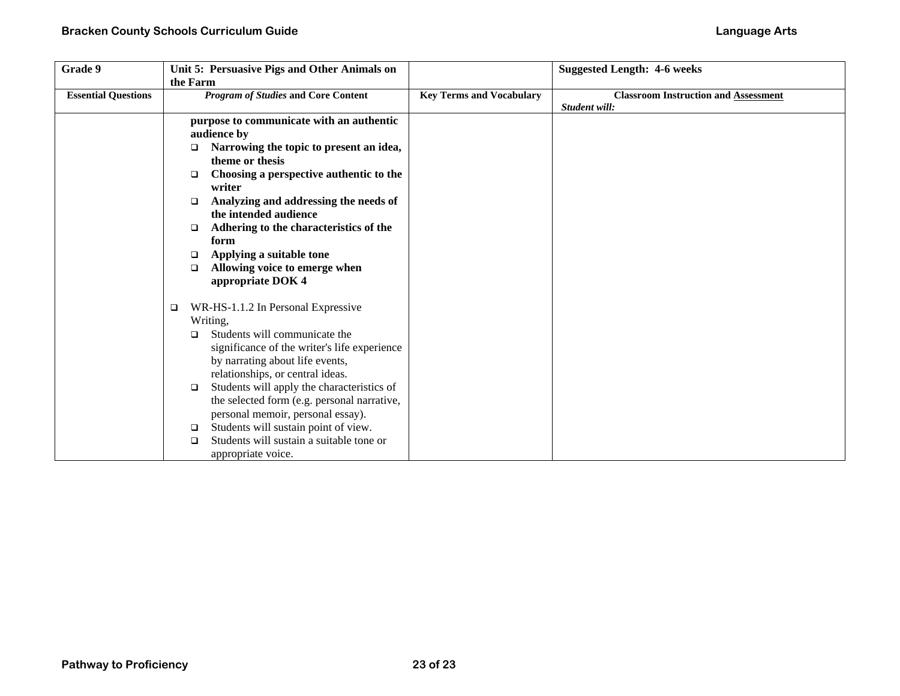| Grade 9 | Unit 5: Persuasive Pigs and Other Animals on the Farm | | Suggested Length: 4-6 weeks |
|---|---|---|---|
| **Essential Questions** | ***Program of Studies* and Core Content** | **Key Terms and Vocabulary** | **Classroom Instruction and Assessment** *Student will:* |
| | **purpose to communicate with an authentic audience by**<br>❑ **Narrowing the topic to present an idea, theme or thesis**<br>❑ **Choosing a perspective authentic to the writer**<br>❑ **Analyzing and addressing the needs of the intended audience**<br>❑ **Adhering to the characteristics of the form**<br>❑ **Applying a suitable tone**<br>❑ **Allowing voice to emerge when appropriate DOK 4**<br><br>❑ WR-HS-1.1.2 In Personal Expressive Writing,<br>❑ Students will communicate the significance of the writer's life experience by narrating about life events, relationships, or central ideas.<br>❑ Students will apply the characteristics of the selected form (e.g. personal narrative, personal memoir, personal essay).<br>❑ Students will sustain point of view.<br>❑ Students will sustain a suitable tone or appropriate voice. | | |